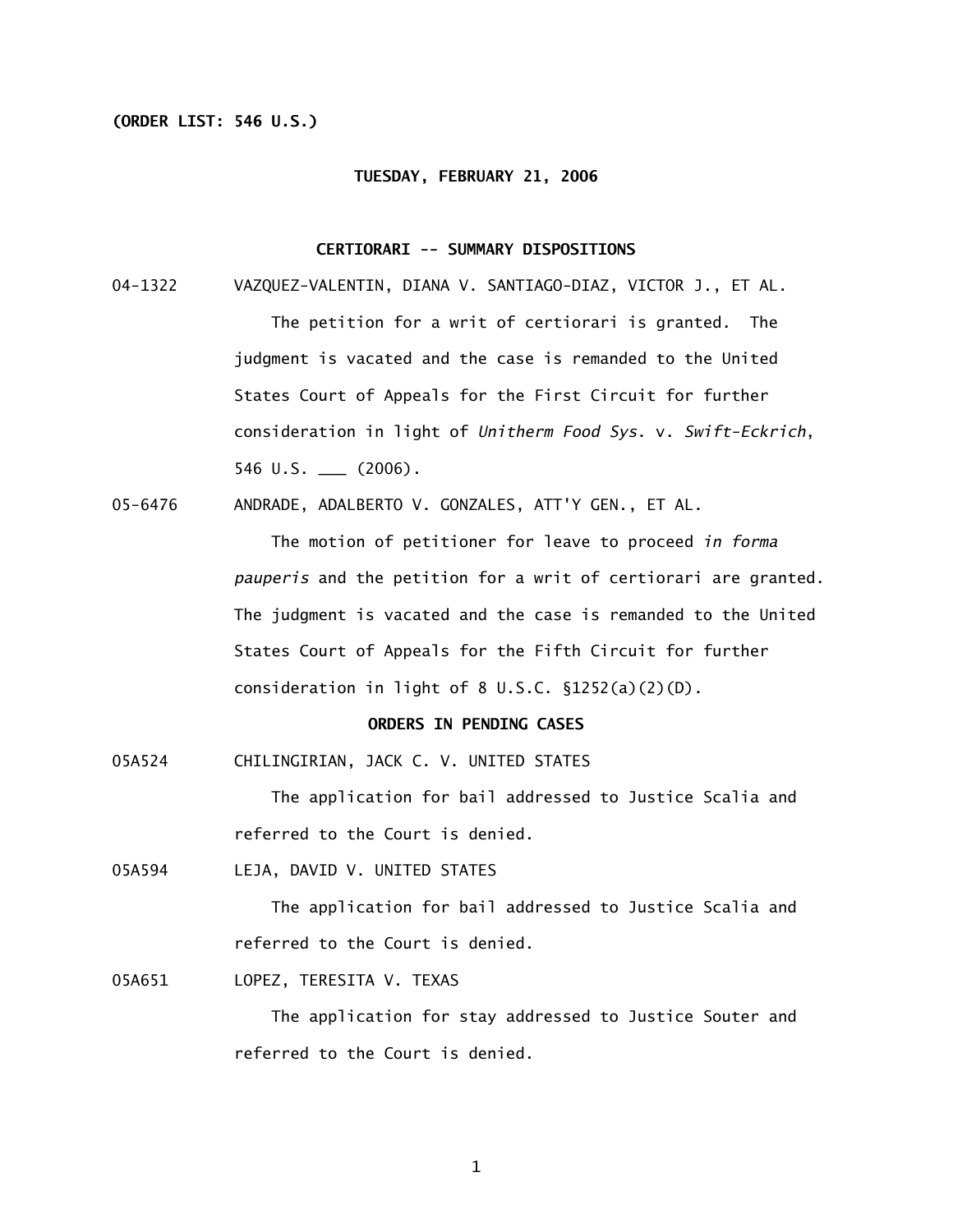**(ORDER LIST: 546 U.S.)**

**TUESDAY, FEBRUARY 21, 2006**

## CERTIORARI -- SUMMARY DISPOSITIONS

04-1322 VAZQUEZ-VALENTIN, DIANA V. SANTIAGO-DIAZ, VICTOR J., ET AL.

The petition for a writ of certiorari is granted. The judgment is vacated and the case is remanded to the United States Court of Appeals for the First Circuit for further consideration in light of *Unitherm Food Sys.* v. *Swift-Eckrich*, 546 U.S. ___ (2006).

05-6476 ANDRADE, ADALBERTO V. GONZALES, ATT'Y GEN., ET AL.

The motion of petitioner for leave to proceed *in forma pauperis* and the petition for a writ of certiorari are granted. The judgment is vacated and the case is remanded to the United States Court of Appeals for the Fifth Circuit for further consideration in light of 8 U.S.C. §1252(a)(2)(D).

## ORDERS IN PENDING CASES

05A524 CHILINGIRIAN, JACK C. V. UNITED STATES

The application for bail addressed to Justice Scalia and referred to the Court is denied.

05A594 LEJA, DAVID V. UNITED STATES

The application for bail addressed to Justice Scalia and referred to the Court is denied.

05A651 LOPEZ, TERESITA V. TEXAS

The application for stay addressed to Justice Souter and referred to the Court is denied.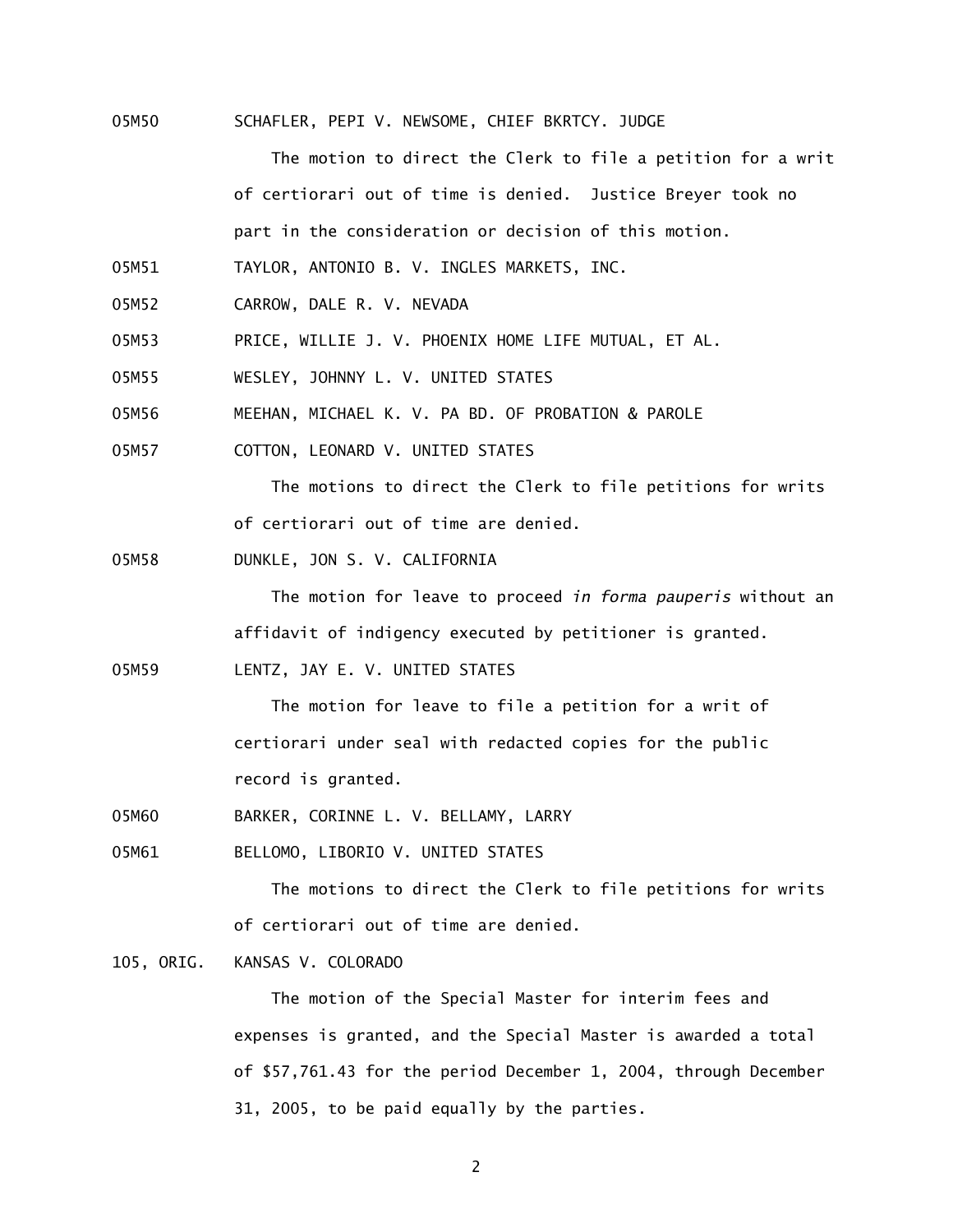05M50 SCHAFLER, PEPI V. NEWSOME, CHIEF BKRTCY. JUDGE

The motion to direct the Clerk to file a petition for a writ of certiorari out of time is denied. Justice Breyer took no part in the consideration or decision of this motion.

05M51 TAYLOR, ANTONIO B. V. INGLES MARKETS, INC.

05M52 CARROW, DALE R. V. NEVADA

05M53 PRICE, WILLIE J. V. PHOENIX HOME LIFE MUTUAL, ET AL.

05M55 WESLEY, JOHNNY L. V. UNITED STATES

05M56 MEEHAN, MICHAEL K. V. PA BD. OF PROBATION & PAROLE

05M57 COTTON, LEONARD V. UNITED STATES

The motions to direct the Clerk to file petitions for writs of certiorari out of time are denied.

05M58 DUNKLE, JON S. V. CALIFORNIA

The motion for leave to proceed *in forma pauperis* without an affidavit of indigency executed by petitioner is granted.

05M59 LENTZ, JAY E. V. UNITED STATES

The motion for leave to file a petition for a writ of certiorari under seal with redacted copies for the public record is granted.

05M60 BARKER, CORINNE L. V. BELLAMY, LARRY

05M61 BELLOMO, LIBORIO V. UNITED STATES

The motions to direct the Clerk to file petitions for writs of certiorari out of time are denied.

105, ORIG. KANSAS V. COLORADO

The motion of the Special Master for interim fees and expenses is granted, and the Special Master is awarded a total of $57,761.43 for the period December 1, 2004, through December 31, 2005, to be paid equally by the parties.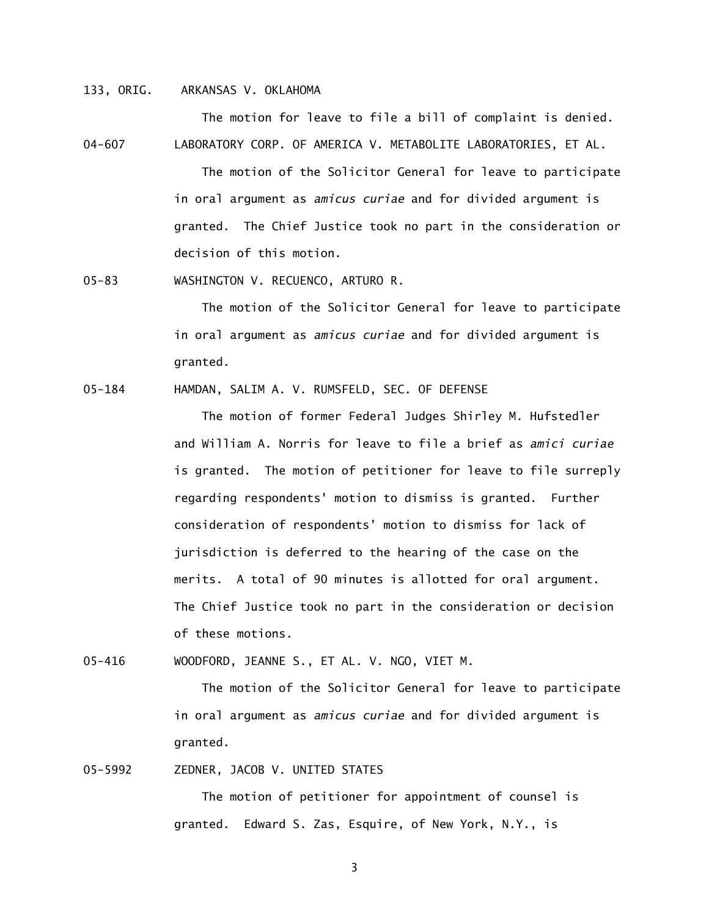133, ORIG. ARKANSAS V. OKLAHOMA

The motion for leave to file a bill of complaint is denied.

04-607 LABORATORY CORP. OF AMERICA V. METABOLITE LABORATORIES, ET AL.

The motion of the Solicitor General for leave to participate in oral argument as *amicus curiae* and for divided argument is granted. The Chief Justice took no part in the consideration or decision of this motion.

05-83 WASHINGTON V. RECUENCO, ARTURO R.

The motion of the Solicitor General for leave to participate in oral argument as *amicus curiae* and for divided argument is granted.

05-184 HAMDAN, SALIM A. V. RUMSFELD, SEC. OF DEFENSE

The motion of former Federal Judges Shirley M. Hufstedler and William A. Norris for leave to file a brief as *amici curiae* is granted. The motion of petitioner for leave to file surreply regarding respondents' motion to dismiss is granted. Further consideration of respondents' motion to dismiss for lack of jurisdiction is deferred to the hearing of the case on the merits. A total of 90 minutes is allotted for oral argument. The Chief Justice took no part in the consideration or decision of these motions.

05-416 WOODFORD, JEANNE S., ET AL. V. NGO, VIET M.

The motion of the Solicitor General for leave to participate in oral argument as *amicus curiae* and for divided argument is granted.

05-5992 ZEDNER, JACOB V. UNITED STATES

The motion of petitioner for appointment of counsel is granted. Edward S. Zas, Esquire, of New York, N.Y., is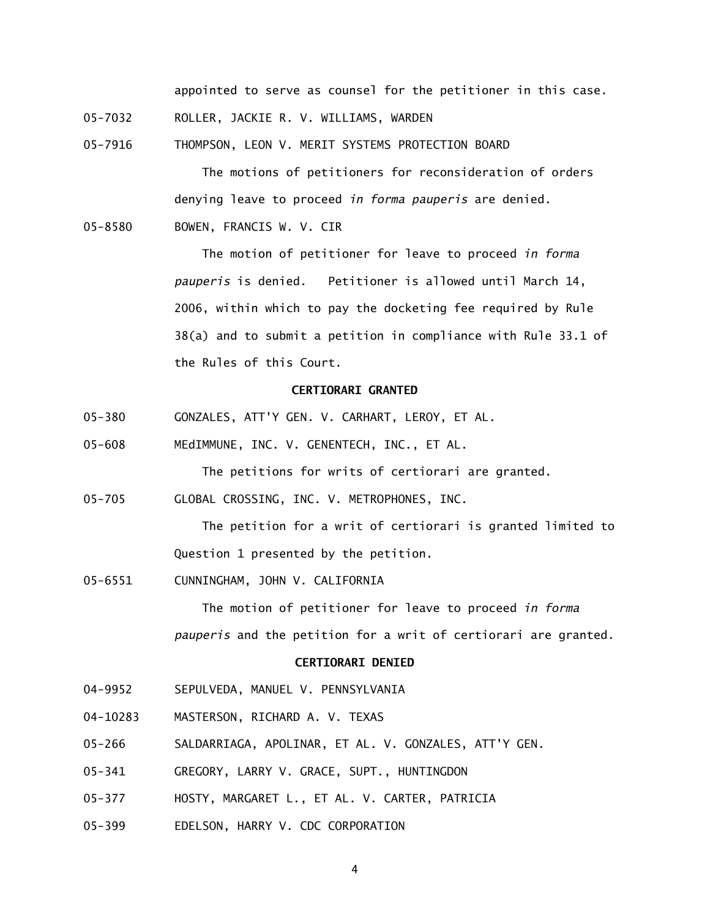appointed to serve as counsel for the petitioner in this case.

05-7032 ROLLER, JACKIE R. V. WILLIAMS, WARDEN

05-7916 THOMPSON, LEON V. MERIT SYSTEMS PROTECTION BOARD

The motions of petitioners for reconsideration of orders denying leave to proceed *in forma pauperis* are denied.

05-8580 BOWEN, FRANCIS W. V. CIR

The motion of petitioner for leave to proceed *in forma pauperis* is denied. Petitioner is allowed until March 14, 2006, within which to pay the docketing fee required by Rule 38(a) and to submit a petition in compliance with Rule 33.1 of the Rules of this Court.

**CERTIORARI GRANTED**

05-380 GONZALES, ATT'Y GEN. V. CARHART, LEROY, ET AL.

05-608 MEdIMMUNE, INC. V. GENENTECH, INC., ET AL.

The petitions for writs of certiorari are granted.

05-705 GLOBAL CROSSING, INC. V. METROPHONES, INC.

The petition for a writ of certiorari is granted limited to Question 1 presented by the petition.

05-6551 CUNNINGHAM, JOHN V. CALIFORNIA

The motion of petitioner for leave to proceed *in forma pauperis* and the petition for a writ of certiorari are granted.

**CERTIORARI DENIED**

04-9952 SEPULVEDA, MANUEL V. PENNSYLVANIA

04-10283 MASTERSON, RICHARD A. V. TEXAS

05-266 SALDARRIAGA, APOLINAR, ET AL. V. GONZALES, ATT'Y GEN.

05-341 GREGORY, LARRY V. GRACE, SUPT., HUNTINGDON

05-377 HOSTY, MARGARET L., ET AL. V. CARTER, PATRICIA

05-399 EDELSON, HARRY V. CDC CORPORATION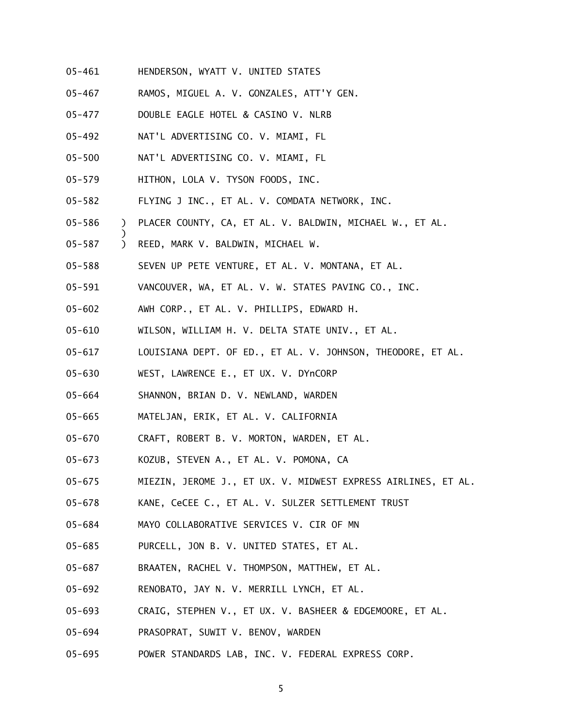05-461 HENDERSON, WYATT V. UNITED STATES

05-467 RAMOS, MIGUEL A. V. GONZALES, ATT'Y GEN.

05-477 DOUBLE EAGLE HOTEL & CASINO V. NLRB

05-492 NAT'L ADVERTISING CO. V. MIAMI, FL

05-500 NAT'L ADVERTISING CO. V. MIAMI, FL

05-579 HITHON, LOLA V. TYSON FOODS, INC.

05-582 FLYING J INC., ET AL. V. COMDATA NETWORK, INC.

05-586 ) PLACER COUNTY, CA, ET AL. V. BALDWIN, MICHAEL W., ET AL.
)
05-587 ) REED, MARK V. BALDWIN, MICHAEL W.

05-588 SEVEN UP PETE VENTURE, ET AL. V. MONTANA, ET AL.

05-591 VANCOUVER, WA, ET AL. V. W. STATES PAVING CO., INC.

05-602 AWH CORP., ET AL. V. PHILLIPS, EDWARD H.

05-610 WILSON, WILLIAM H. V. DELTA STATE UNIV., ET AL.

05-617 LOUISIANA DEPT. OF ED., ET AL. V. JOHNSON, THEODORE, ET AL.

05-630 WEST, LAWRENCE E., ET UX. V. DYnCORP

05-664 SHANNON, BRIAN D. V. NEWLAND, WARDEN

05-665 MATELJAN, ERIK, ET AL. V. CALIFORNIA

05-670 CRAFT, ROBERT B. V. MORTON, WARDEN, ET AL.

05-673 KOZUB, STEVEN A., ET AL. V. POMONA, CA

05-675 MIEZIN, JEROME J., ET UX. V. MIDWEST EXPRESS AIRLINES, ET AL.

05-678 KANE, CeCEE C., ET AL. V. SULZER SETTLEMENT TRUST

05-684 MAYO COLLABORATIVE SERVICES V. CIR OF MN

05-685 PURCELL, JON B. V. UNITED STATES, ET AL.

05-687 BRAATEN, RACHEL V. THOMPSON, MATTHEW, ET AL.

05-692 RENOBATO, JAY N. V. MERRILL LYNCH, ET AL.

05-693 CRAIG, STEPHEN V., ET UX. V. BASHEER & EDGEMOORE, ET AL.

05-694 PRASOPRAT, SUWIT V. BENOV, WARDEN

05-695 POWER STANDARDS LAB, INC. V. FEDERAL EXPRESS CORP.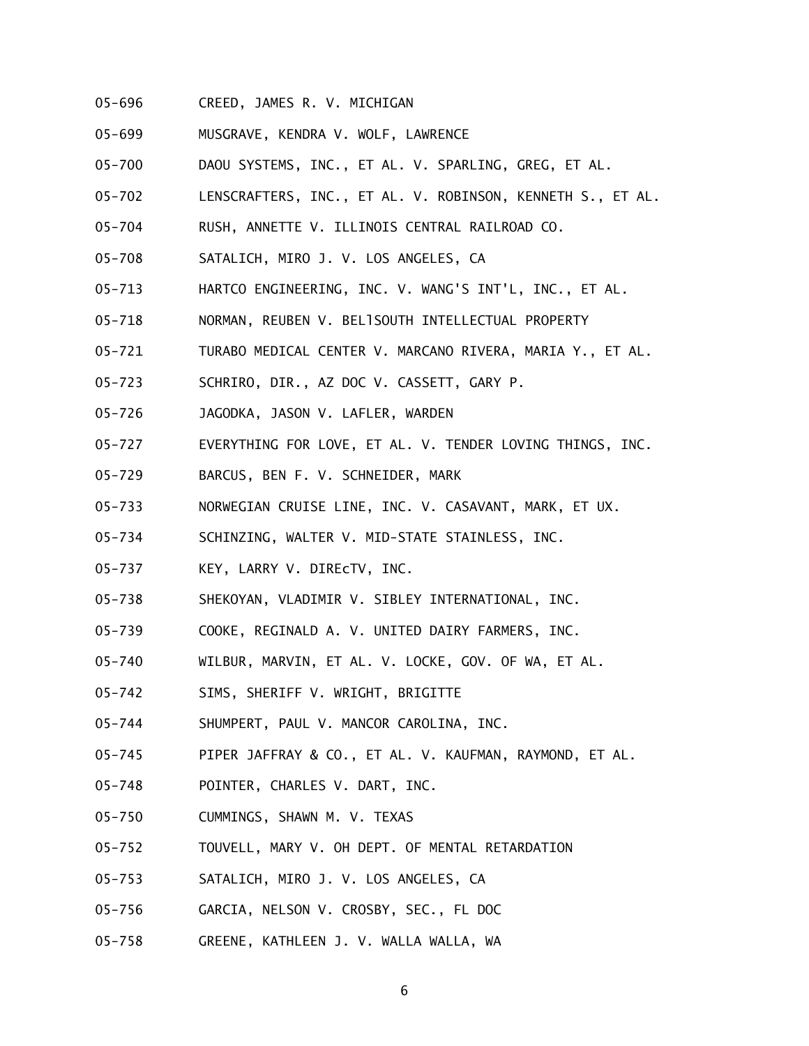05-696 CREED, JAMES R. V. MICHIGAN

05-699 MUSGRAVE, KENDRA V. WOLF, LAWRENCE

05-700 DAOU SYSTEMS, INC., ET AL. V. SPARLING, GREG, ET AL.

05-702 LENSCRAFTERS, INC., ET AL. V. ROBINSON, KENNETH S., ET AL.

05-704 RUSH, ANNETTE V. ILLINOIS CENTRAL RAILROAD CO.

05-708 SATALICH, MIRO J. V. LOS ANGELES, CA

05-713 HARTCO ENGINEERING, INC. V. WANG'S INT'L, INC., ET AL.

05-718 NORMAN, REUBEN V. BELLSOUTH INTELLECTUAL PROPERTY

05-721 TURABO MEDICAL CENTER V. MARCANO RIVERA, MARIA Y., ET AL.

05-723 SCHRIRO, DIR., AZ DOC V. CASSETT, GARY P.

05-726 JAGODKA, JASON V. LAFLER, WARDEN

05-727 EVERYTHING FOR LOVE, ET AL. V. TENDER LOVING THINGS, INC.

05-729 BARCUS, BEN F. V. SCHNEIDER, MARK

05-733 NORWEGIAN CRUISE LINE, INC. V. CASAVANT, MARK, ET UX.

05-734 SCHINZING, WALTER V. MID-STATE STAINLESS, INC.

05-737 KEY, LARRY V. DIREcTV, INC.

05-738 SHEKOYAN, VLADIMIR V. SIBLEY INTERNATIONAL, INC.

05-739 COOKE, REGINALD A. V. UNITED DAIRY FARMERS, INC.

05-740 WILBUR, MARVIN, ET AL. V. LOCKE, GOV. OF WA, ET AL.

05-742 SIMS, SHERIFF V. WRIGHT, BRIGITTE

05-744 SHUMPERT, PAUL V. MANCOR CAROLINA, INC.

05-745 PIPER JAFFRAY & CO., ET AL. V. KAUFMAN, RAYMOND, ET AL.

05-748 POINTER, CHARLES V. DART, INC.

05-750 CUMMINGS, SHAWN M. V. TEXAS

05-752 TOUVELL, MARY V. OH DEPT. OF MENTAL RETARDATION

05-753 SATALICH, MIRO J. V. LOS ANGELES, CA

05-756 GARCIA, NELSON V. CROSBY, SEC., FL DOC

05-758 GREENE, KATHLEEN J. V. WALLA WALLA, WA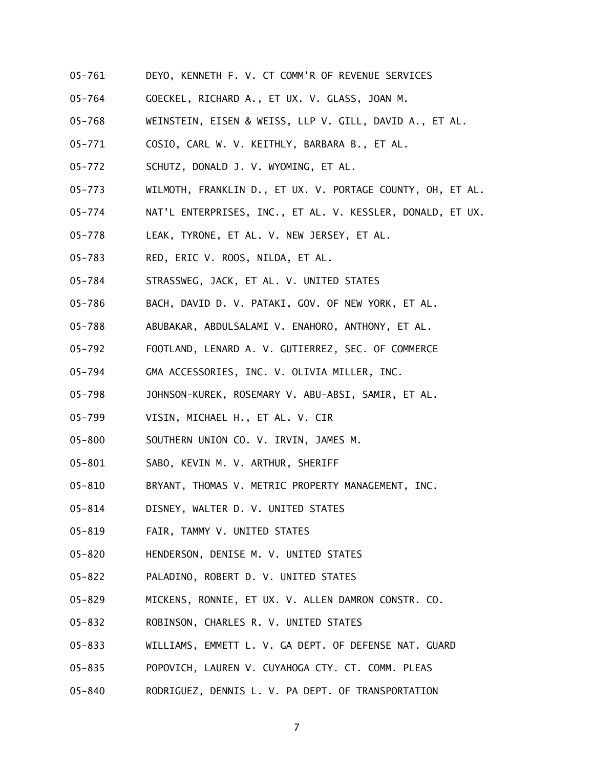05-761 DEYO, KENNETH F. V. CT COMM'R OF REVENUE SERVICES

05-764 GOECKEL, RICHARD A., ET UX. V. GLASS, JOAN M.

05-768 WEINSTEIN, EISEN & WEISS, LLP V. GILL, DAVID A., ET AL.

05-771 COSIO, CARL W. V. KEITHLY, BARBARA B., ET AL.

05-772 SCHUTZ, DONALD J. V. WYOMING, ET AL.

05-773 WILMOTH, FRANKLIN D., ET UX. V. PORTAGE COUNTY, OH, ET AL.

05-774 NAT'L ENTERPRISES, INC., ET AL. V. KESSLER, DONALD, ET UX.

05-778 LEAK, TYRONE, ET AL. V. NEW JERSEY, ET AL.

05-783 RED, ERIC V. ROOS, NILDA, ET AL.

05-784 STRASSWEG, JACK, ET AL. V. UNITED STATES

05-786 BACH, DAVID D. V. PATAKI, GOV. OF NEW YORK, ET AL.

05-788 ABUBAKAR, ABDULSALAMI V. ENAHORO, ANTHONY, ET AL.

05-792 FOOTLAND, LENARD A. V. GUTIERREZ, SEC. OF COMMERCE

05-794 GMA ACCESSORIES, INC. V. OLIVIA MILLER, INC.

05-798 JOHNSON-KUREK, ROSEMARY V. ABU-ABSI, SAMIR, ET AL.

05-799 VISIN, MICHAEL H., ET AL. V. CIR

05-800 SOUTHERN UNION CO. V. IRVIN, JAMES M.

05-801 SABO, KEVIN M. V. ARTHUR, SHERIFF

05-810 BRYANT, THOMAS V. METRIC PROPERTY MANAGEMENT, INC.

05-814 DISNEY, WALTER D. V. UNITED STATES

05-819 FAIR, TAMMY V. UNITED STATES

05-820 HENDERSON, DENISE M. V. UNITED STATES

05-822 PALADINO, ROBERT D. V. UNITED STATES

05-829 MICKENS, RONNIE, ET UX. V. ALLEN DAMRON CONSTR. CO.

05-832 ROBINSON, CHARLES R. V. UNITED STATES

05-833 WILLIAMS, EMMETT L. V. GA DEPT. OF DEFENSE NAT. GUARD

05-835 POPOVICH, LAUREN V. CUYAHOGA CTY. CT. COMM. PLEAS

05-840 RODRIGUEZ, DENNIS L. V. PA DEPT. OF TRANSPORTATION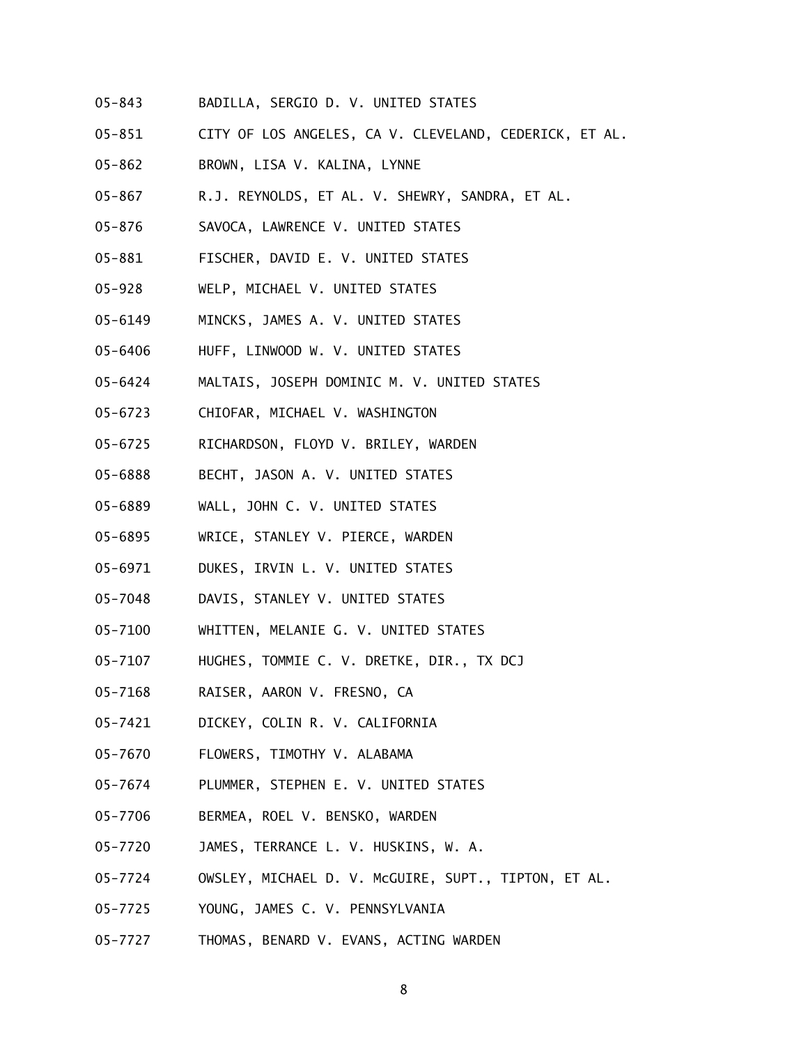05-843 BADILLA, SERGIO D. V. UNITED STATES

05-851 CITY OF LOS ANGELES, CA V. CLEVELAND, CEDERICK, ET AL.

05-862 BROWN, LISA V. KALINA, LYNNE

05-867 R.J. REYNOLDS, ET AL. V. SHEWRY, SANDRA, ET AL.

05-876 SAVOCA, LAWRENCE V. UNITED STATES

05-881 FISCHER, DAVID E. V. UNITED STATES

05-928 WELP, MICHAEL V. UNITED STATES

05-6149 MINCKS, JAMES A. V. UNITED STATES

05-6406 HUFF, LINWOOD W. V. UNITED STATES

05-6424 MALTAIS, JOSEPH DOMINIC M. V. UNITED STATES

05-6723 CHIOFAR, MICHAEL V. WASHINGTON

05-6725 RICHARDSON, FLOYD V. BRILEY, WARDEN

05-6888 BECHT, JASON A. V. UNITED STATES

05-6889 WALL, JOHN C. V. UNITED STATES

05-6895 WRICE, STANLEY V. PIERCE, WARDEN

05-6971 DUKES, IRVIN L. V. UNITED STATES

05-7048 DAVIS, STANLEY V. UNITED STATES

05-7100 WHITTEN, MELANIE G. V. UNITED STATES

05-7107 HUGHES, TOMMIE C. V. DRETKE, DIR., TX DCJ

05-7168 RAISER, AARON V. FRESNO, CA

05-7421 DICKEY, COLIN R. V. CALIFORNIA

05-7670 FLOWERS, TIMOTHY V. ALABAMA

05-7674 PLUMMER, STEPHEN E. V. UNITED STATES

05-7706 BERMEA, ROEL V. BENSKO, WARDEN

05-7720 JAMES, TERRANCE L. V. HUSKINS, W. A.

05-7724 OWSLEY, MICHAEL D. V. McGUIRE, SUPT., TIPTON, ET AL.

05-7725 YOUNG, JAMES C. V. PENNSYLVANIA

05-7727 THOMAS, BENARD V. EVANS, ACTING WARDEN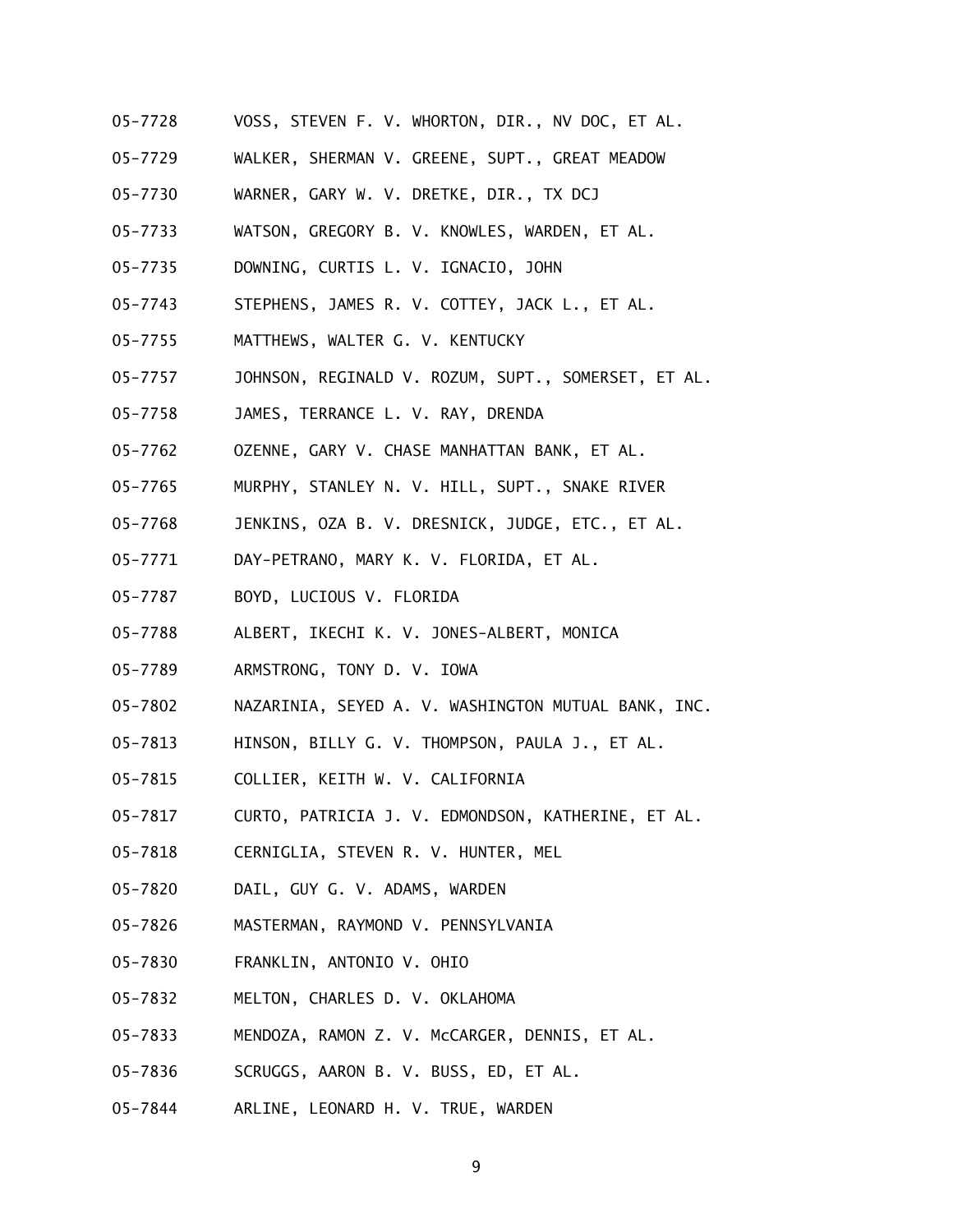05-7728 VOSS, STEVEN F. V. WHORTON, DIR., NV DOC, ET AL.

05-7729 WALKER, SHERMAN V. GREENE, SUPT., GREAT MEADOW

05-7730 WARNER, GARY W. V. DRETKE, DIR., TX DCJ

05-7733 WATSON, GREGORY B. V. KNOWLES, WARDEN, ET AL.

05-7735 DOWNING, CURTIS L. V. IGNACIO, JOHN

05-7743 STEPHENS, JAMES R. V. COTTEY, JACK L., ET AL.

05-7755 MATTHEWS, WALTER G. V. KENTUCKY

05-7757 JOHNSON, REGINALD V. ROZUM, SUPT., SOMERSET, ET AL.

05-7758 JAMES, TERRANCE L. V. RAY, DRENDA

05-7762 OZENNE, GARY V. CHASE MANHATTAN BANK, ET AL.

05-7765 MURPHY, STANLEY N. V. HILL, SUPT., SNAKE RIVER

05-7768 JENKINS, OZA B. V. DRESNICK, JUDGE, ETC., ET AL.

05-7771 DAY-PETRANO, MARY K. V. FLORIDA, ET AL.

05-7787 BOYD, LUCIOUS V. FLORIDA

05-7788 ALBERT, IKECHI K. V. JONES-ALBERT, MONICA

05-7789 ARMSTRONG, TONY D. V. IOWA

05-7802 NAZARINIA, SEYED A. V. WASHINGTON MUTUAL BANK, INC.

05-7813 HINSON, BILLY G. V. THOMPSON, PAULA J., ET AL.

05-7815 COLLIER, KEITH W. V. CALIFORNIA

05-7817 CURTO, PATRICIA J. V. EDMONDSON, KATHERINE, ET AL.

05-7818 CERNIGLIA, STEVEN R. V. HUNTER, MEL

05-7820 DAIL, GUY G. V. ADAMS, WARDEN

05-7826 MASTERMAN, RAYMOND V. PENNSYLVANIA

05-7830 FRANKLIN, ANTONIO V. OHIO

05-7832 MELTON, CHARLES D. V. OKLAHOMA

05-7833 MENDOZA, RAMON Z. V. McCARGER, DENNIS, ET AL.

05-7836 SCRUGGS, AARON B. V. BUSS, ED, ET AL.

05-7844 ARLINE, LEONARD H. V. TRUE, WARDEN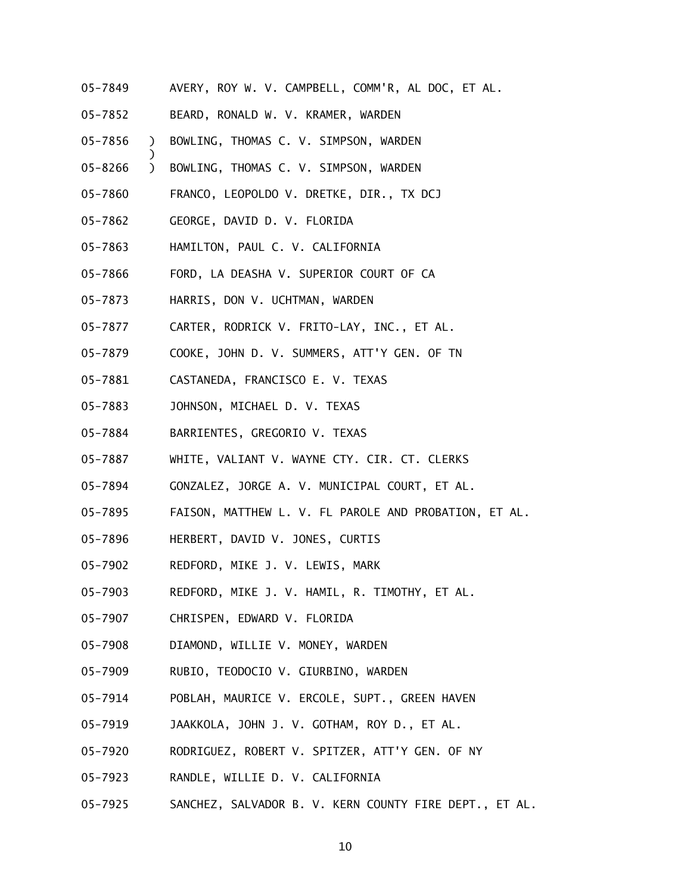05-7849 AVERY, ROY W. V. CAMPBELL, COMM'R, AL DOC, ET AL.

05-7852 BEARD, RONALD W. V. KRAMER, WARDEN

05-7856 ) BOWLING, THOMAS C. V. SIMPSON, WARDEN
)
05-8266 ) BOWLING, THOMAS C. V. SIMPSON, WARDEN

05-7860 FRANCO, LEOPOLDO V. DRETKE, DIR., TX DCJ

05-7862 GEORGE, DAVID D. V. FLORIDA

05-7863 HAMILTON, PAUL C. V. CALIFORNIA

05-7866 FORD, LA DEASHA V. SUPERIOR COURT OF CA

05-7873 HARRIS, DON V. UCHTMAN, WARDEN

05-7877 CARTER, RODRICK V. FRITO-LAY, INC., ET AL.

05-7879 COOKE, JOHN D. V. SUMMERS, ATT'Y GEN. OF TN

05-7881 CASTANEDA, FRANCISCO E. V. TEXAS

05-7883 JOHNSON, MICHAEL D. V. TEXAS

05-7884 BARRIENTES, GREGORIO V. TEXAS

05-7887 WHITE, VALIANT V. WAYNE CTY. CIR. CT. CLERKS

05-7894 GONZALEZ, JORGE A. V. MUNICIPAL COURT, ET AL.

05-7895 FAISON, MATTHEW L. V. FL PAROLE AND PROBATION, ET AL.

05-7896 HERBERT, DAVID V. JONES, CURTIS

05-7902 REDFORD, MIKE J. V. LEWIS, MARK

05-7903 REDFORD, MIKE J. V. HAMIL, R. TIMOTHY, ET AL.

05-7907 CHRISPEN, EDWARD V. FLORIDA

05-7908 DIAMOND, WILLIE V. MONEY, WARDEN

05-7909 RUBIO, TEODOCIO V. GIURBINO, WARDEN

05-7914 POBLAH, MAURICE V. ERCOLE, SUPT., GREEN HAVEN

05-7919 JAAKKOLA, JOHN J. V. GOTHAM, ROY D., ET AL.

05-7920 RODRIGUEZ, ROBERT V. SPITZER, ATT'Y GEN. OF NY

05-7923 RANDLE, WILLIE D. V. CALIFORNIA

05-7925 SANCHEZ, SALVADOR B. V. KERN COUNTY FIRE DEPT., ET AL.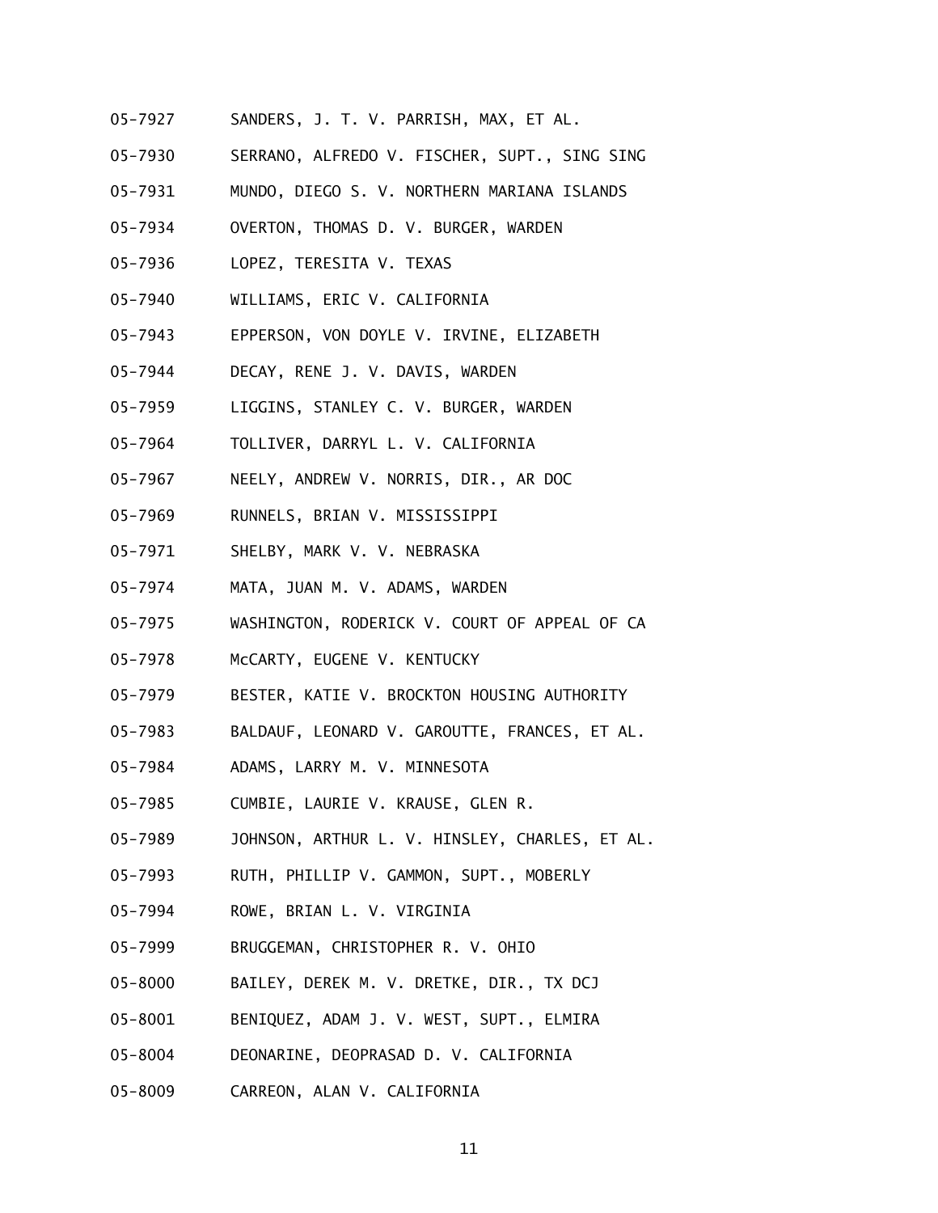05-7927 SANDERS, J. T. V. PARRISH, MAX, ET AL.

05-7930 SERRANO, ALFREDO V. FISCHER, SUPT., SING SING

05-7931 MUNDO, DIEGO S. V. NORTHERN MARIANA ISLANDS

05-7934 OVERTON, THOMAS D. V. BURGER, WARDEN

05-7936 LOPEZ, TERESITA V. TEXAS

05-7940 WILLIAMS, ERIC V. CALIFORNIA

05-7943 EPPERSON, VON DOYLE V. IRVINE, ELIZABETH

05-7944 DECAY, RENE J. V. DAVIS, WARDEN

05-7959 LIGGINS, STANLEY C. V. BURGER, WARDEN

05-7964 TOLLIVER, DARRYL L. V. CALIFORNIA

05-7967 NEELY, ANDREW V. NORRIS, DIR., AR DOC

05-7969 RUNNELS, BRIAN V. MISSISSIPPI

05-7971 SHELBY, MARK V. V. NEBRASKA

05-7974 MATA, JUAN M. V. ADAMS, WARDEN

05-7975 WASHINGTON, RODERICK V. COURT OF APPEAL OF CA

05-7978 McCARTY, EUGENE V. KENTUCKY

05-7979 BESTER, KATIE V. BROCKTON HOUSING AUTHORITY

05-7983 BALDAUF, LEONARD V. GAROUTTE, FRANCES, ET AL.

05-7984 ADAMS, LARRY M. V. MINNESOTA

05-7985 CUMBIE, LAURIE V. KRAUSE, GLEN R.

05-7989 JOHNSON, ARTHUR L. V. HINSLEY, CHARLES, ET AL.

05-7993 RUTH, PHILLIP V. GAMMON, SUPT., MOBERLY

05-7994 ROWE, BRIAN L. V. VIRGINIA

05-7999 BRUGGEMAN, CHRISTOPHER R. V. OHIO

05-8000 BAILEY, DEREK M. V. DRETKE, DIR., TX DCJ

05-8001 BENIQUEZ, ADAM J. V. WEST, SUPT., ELMIRA

05-8004 DEONARINE, DEOPRASAD D. V. CALIFORNIA

05-8009 CARREON, ALAN V. CALIFORNIA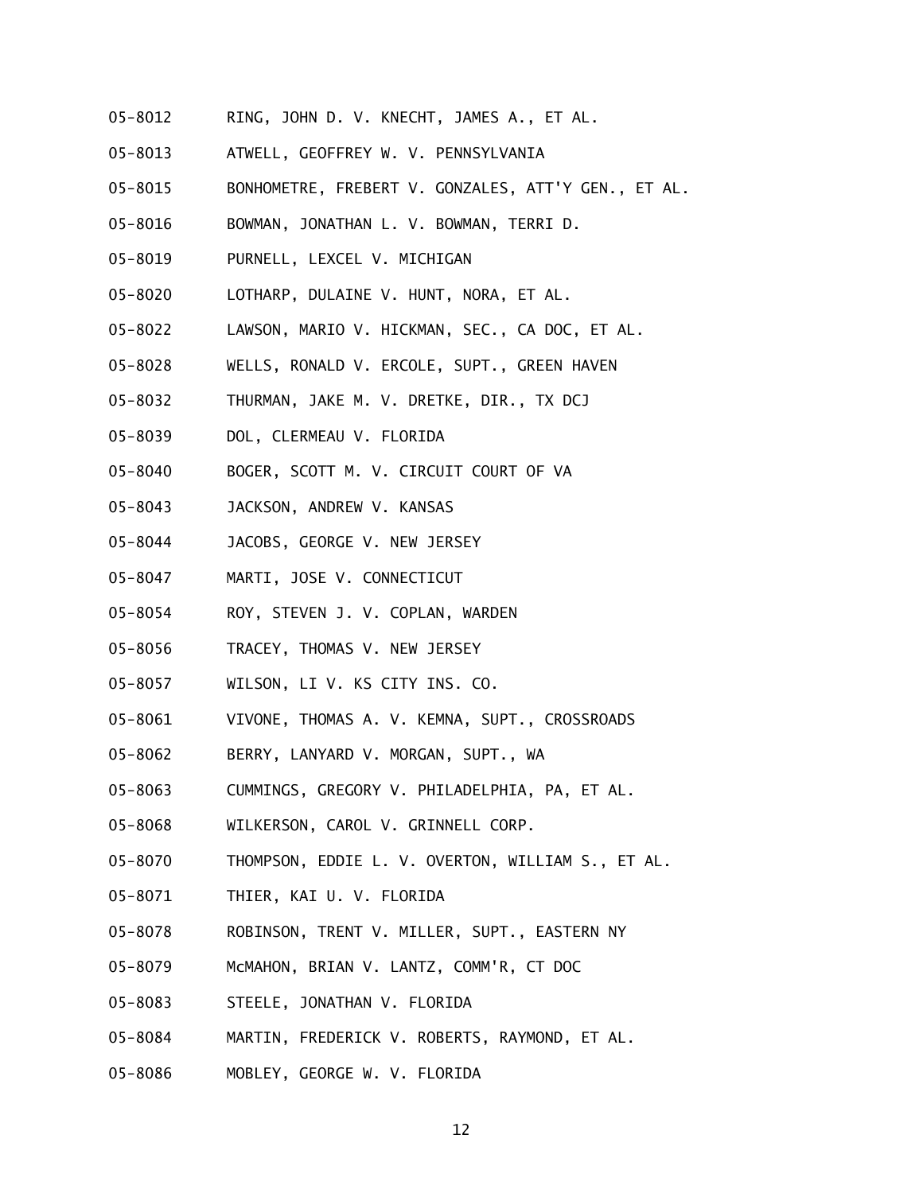05-8012 RING, JOHN D. V. KNECHT, JAMES A., ET AL.

05-8013 ATWELL, GEOFFREY W. V. PENNSYLVANIA

05-8015 BONHOMETRE, FREBERT V. GONZALES, ATT'Y GEN., ET AL.

05-8016 BOWMAN, JONATHAN L. V. BOWMAN, TERRI D.

05-8019 PURNELL, LEXCEL V. MICHIGAN

05-8020 LOTHARP, DULAINE V. HUNT, NORA, ET AL.

05-8022 LAWSON, MARIO V. HICKMAN, SEC., CA DOC, ET AL.

05-8028 WELLS, RONALD V. ERCOLE, SUPT., GREEN HAVEN

05-8032 THURMAN, JAKE M. V. DRETKE, DIR., TX DCJ

05-8039 DOL, CLERMEAU V. FLORIDA

05-8040 BOGER, SCOTT M. V. CIRCUIT COURT OF VA

05-8043 JACKSON, ANDREW V. KANSAS

05-8044 JACOBS, GEORGE V. NEW JERSEY

05-8047 MARTI, JOSE V. CONNECTICUT

05-8054 ROY, STEVEN J. V. COPLAN, WARDEN

05-8056 TRACEY, THOMAS V. NEW JERSEY

05-8057 WILSON, LI V. KS CITY INS. CO.

05-8061 VIVONE, THOMAS A. V. KEMNA, SUPT., CROSSROADS

05-8062 BERRY, LANYARD V. MORGAN, SUPT., WA

05-8063 CUMMINGS, GREGORY V. PHILADELPHIA, PA, ET AL.

05-8068 WILKERSON, CAROL V. GRINNELL CORP.

05-8070 THOMPSON, EDDIE L. V. OVERTON, WILLIAM S., ET AL.

05-8071 THIER, KAI U. V. FLORIDA

05-8078 ROBINSON, TRENT V. MILLER, SUPT., EASTERN NY

05-8079 McMAHON, BRIAN V. LANTZ, COMM'R, CT DOC

05-8083 STEELE, JONATHAN V. FLORIDA

05-8084 MARTIN, FREDERICK V. ROBERTS, RAYMOND, ET AL.

05-8086 MOBLEY, GEORGE W. V. FLORIDA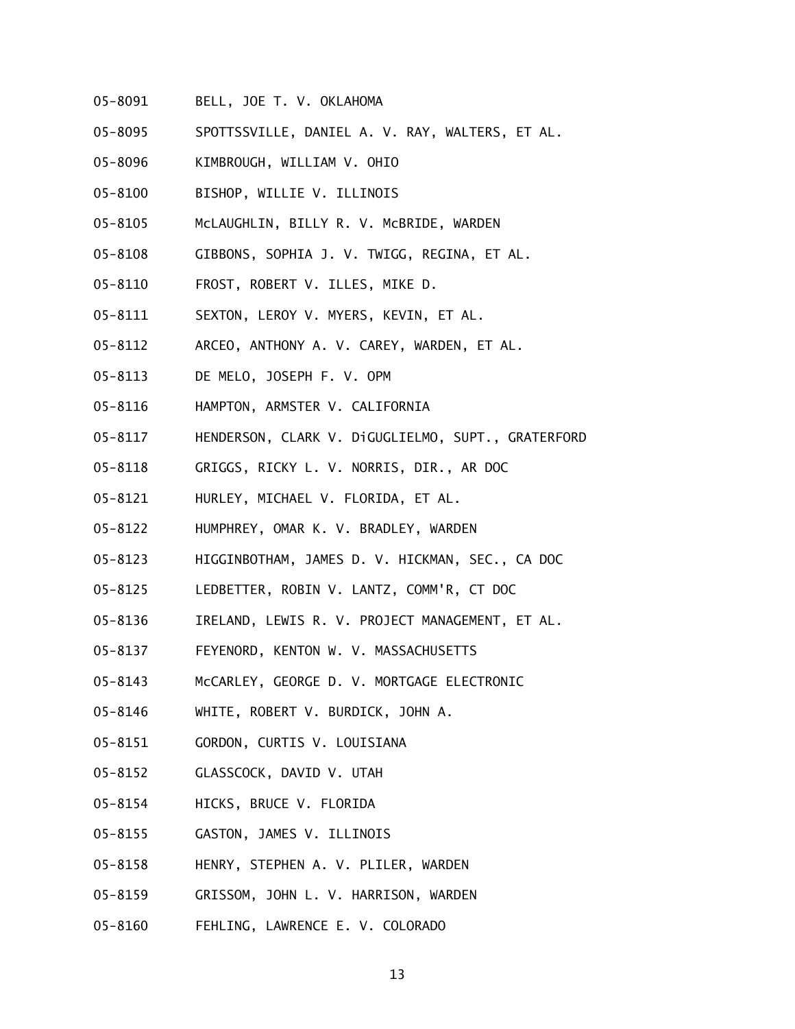05-8091 BELL, JOE T. V. OKLAHOMA

05-8095 SPOTTSSVILLE, DANIEL A. V. RAY, WALTERS, ET AL.

05-8096 KIMBROUGH, WILLIAM V. OHIO

05-8100 BISHOP, WILLIE V. ILLINOIS

05-8105 McLAUGHLIN, BILLY R. V. McBRIDE, WARDEN

05-8108 GIBBONS, SOPHIA J. V. TWIGG, REGINA, ET AL.

05-8110 FROST, ROBERT V. ILLES, MIKE D.

05-8111 SEXTON, LEROY V. MYERS, KEVIN, ET AL.

05-8112 ARCEO, ANTHONY A. V. CAREY, WARDEN, ET AL.

05-8113 DE MELO, JOSEPH F. V. OPM

05-8116 HAMPTON, ARMSTER V. CALIFORNIA

05-8117 HENDERSON, CLARK V. DiGUGLIELMO, SUPT., GRATERFORD

05-8118 GRIGGS, RICKY L. V. NORRIS, DIR., AR DOC

05-8121 HURLEY, MICHAEL V. FLORIDA, ET AL.

05-8122 HUMPHREY, OMAR K. V. BRADLEY, WARDEN

05-8123 HIGGINBOTHAM, JAMES D. V. HICKMAN, SEC., CA DOC

05-8125 LEDBETTER, ROBIN V. LANTZ, COMM'R, CT DOC

05-8136 IRELAND, LEWIS R. V. PROJECT MANAGEMENT, ET AL.

05-8137 FEYENORD, KENTON W. V. MASSACHUSETTS

05-8143 McCARLEY, GEORGE D. V. MORTGAGE ELECTRONIC

05-8146 WHITE, ROBERT V. BURDICK, JOHN A.

05-8151 GORDON, CURTIS V. LOUISIANA

05-8152 GLASSCOCK, DAVID V. UTAH

05-8154 HICKS, BRUCE V. FLORIDA

05-8155 GASTON, JAMES V. ILLINOIS

05-8158 HENRY, STEPHEN A. V. PLILER, WARDEN

05-8159 GRISSOM, JOHN L. V. HARRISON, WARDEN

05-8160 FEHLING, LAWRENCE E. V. COLORADO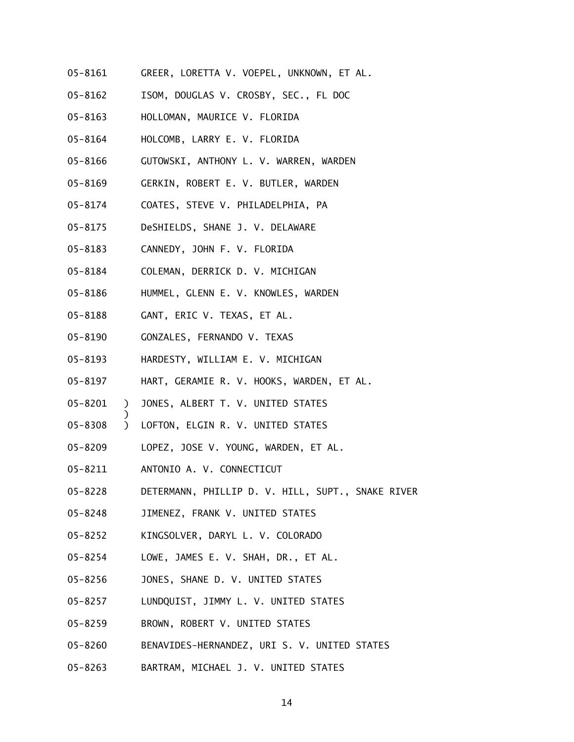05-8161 GREER, LORETTA V. VOEPEL, UNKNOWN, ET AL.

05-8162 ISOM, DOUGLAS V. CROSBY, SEC., FL DOC

05-8163 HOLLOMAN, MAURICE V. FLORIDA

05-8164 HOLCOMB, LARRY E. V. FLORIDA

05-8166 GUTOWSKI, ANTHONY L. V. WARREN, WARDEN

05-8169 GERKIN, ROBERT E. V. BUTLER, WARDEN

05-8174 COATES, STEVE V. PHILADELPHIA, PA

05-8175 DeSHIELDS, SHANE J. V. DELAWARE

05-8183 CANNEDY, JOHN F. V. FLORIDA

05-8184 COLEMAN, DERRICK D. V. MICHIGAN

05-8186 HUMMEL, GLENN E. V. KNOWLES, WARDEN

05-8188 GANT, ERIC V. TEXAS, ET AL.

05-8190 GONZALES, FERNANDO V. TEXAS

05-8193 HARDESTY, WILLIAM E. V. MICHIGAN

05-8197 HART, GERAMIE R. V. HOOKS, WARDEN, ET AL.

05-8201 ) JONES, ALBERT T. V. UNITED STATES
)
05-8308 ) LOFTON, ELGIN R. V. UNITED STATES

05-8209 LOPEZ, JOSE V. YOUNG, WARDEN, ET AL.

05-8211 ANTONIO A. V. CONNECTICUT

05-8228 DETERMANN, PHILLIP D. V. HILL, SUPT., SNAKE RIVER

05-8248 JIMENEZ, FRANK V. UNITED STATES

05-8252 KINGSOLVER, DARYL L. V. COLORADO

05-8254 LOWE, JAMES E. V. SHAH, DR., ET AL.

05-8256 JONES, SHANE D. V. UNITED STATES

05-8257 LUNDQUIST, JIMMY L. V. UNITED STATES

05-8259 BROWN, ROBERT V. UNITED STATES

05-8260 BENAVIDES-HERNANDEZ, URI S. V. UNITED STATES

05-8263 BARTRAM, MICHAEL J. V. UNITED STATES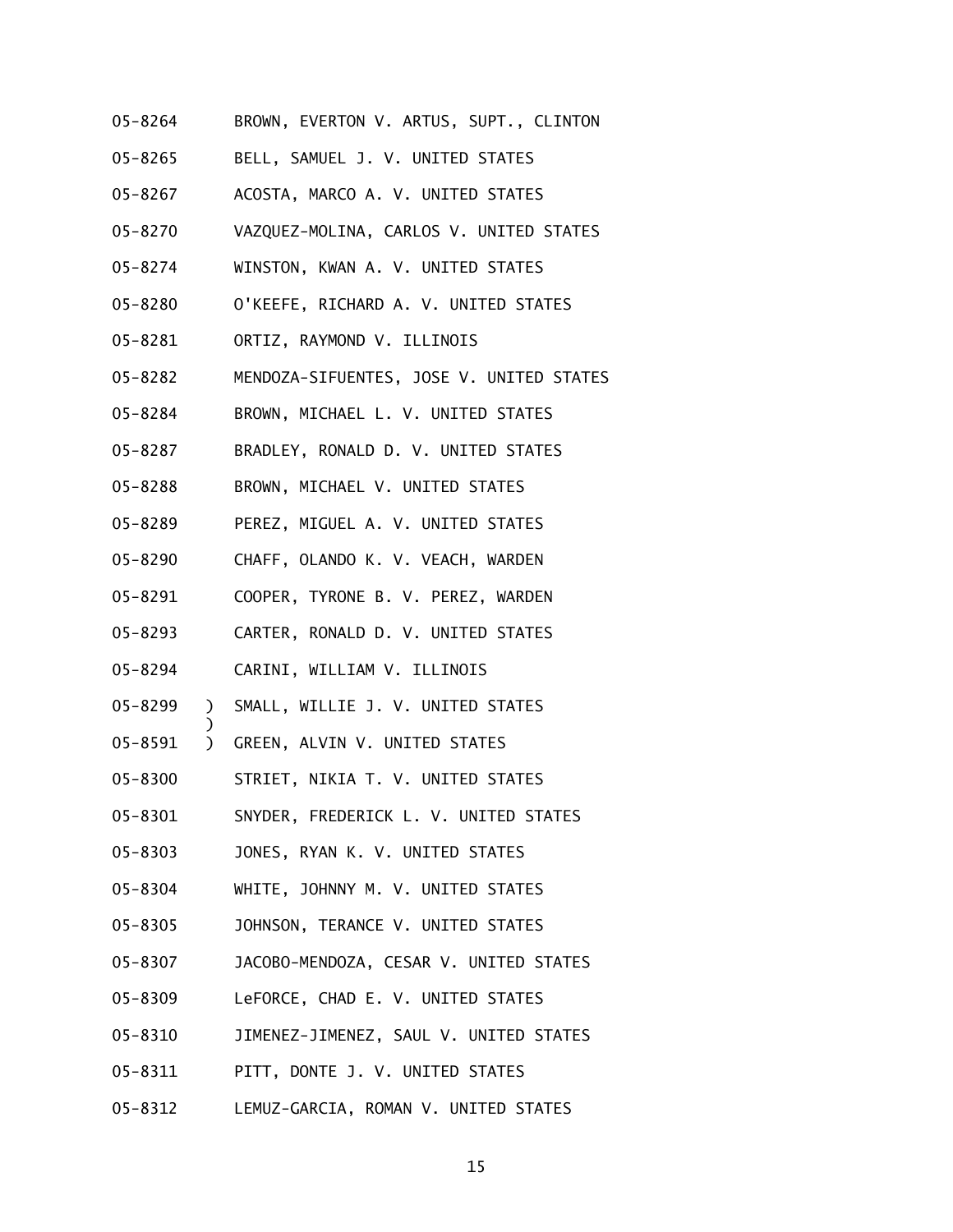05-8264 BROWN, EVERTON V. ARTUS, SUPT., CLINTON

05-8265 BELL, SAMUEL J. V. UNITED STATES

05-8267 ACOSTA, MARCO A. V. UNITED STATES

05-8270 VAZQUEZ-MOLINA, CARLOS V. UNITED STATES

05-8274 WINSTON, KWAN A. V. UNITED STATES

05-8280 O'KEEFE, RICHARD A. V. UNITED STATES

05-8281 ORTIZ, RAYMOND V. ILLINOIS

05-8282 MENDOZA-SIFUENTES, JOSE V. UNITED STATES

05-8284 BROWN, MICHAEL L. V. UNITED STATES

05-8287 BRADLEY, RONALD D. V. UNITED STATES

05-8288 BROWN, MICHAEL V. UNITED STATES

05-8289 PEREZ, MIGUEL A. V. UNITED STATES

05-8290 CHAFF, OLANDO K. V. VEACH, WARDEN

05-8291 COOPER, TYRONE B. V. PEREZ, WARDEN

05-8293 CARTER, RONALD D. V. UNITED STATES

05-8294 CARINI, WILLIAM V. ILLINOIS

05-8299 ) SMALL, WILLIE J. V. UNITED STATES
)
05-8591 ) GREEN, ALVIN V. UNITED STATES

05-8300 STRIET, NIKIA T. V. UNITED STATES

05-8301 SNYDER, FREDERICK L. V. UNITED STATES

05-8303 JONES, RYAN K. V. UNITED STATES

05-8304 WHITE, JOHNNY M. V. UNITED STATES

05-8305 JOHNSON, TERANCE V. UNITED STATES

05-8307 JACOBO-MENDOZA, CESAR V. UNITED STATES

05-8309 LeFORCE, CHAD E. V. UNITED STATES

05-8310 JIMENEZ-JIMENEZ, SAUL V. UNITED STATES

05-8311 PITT, DONTE J. V. UNITED STATES

05-8312 LEMUZ-GARCIA, ROMAN V. UNITED STATES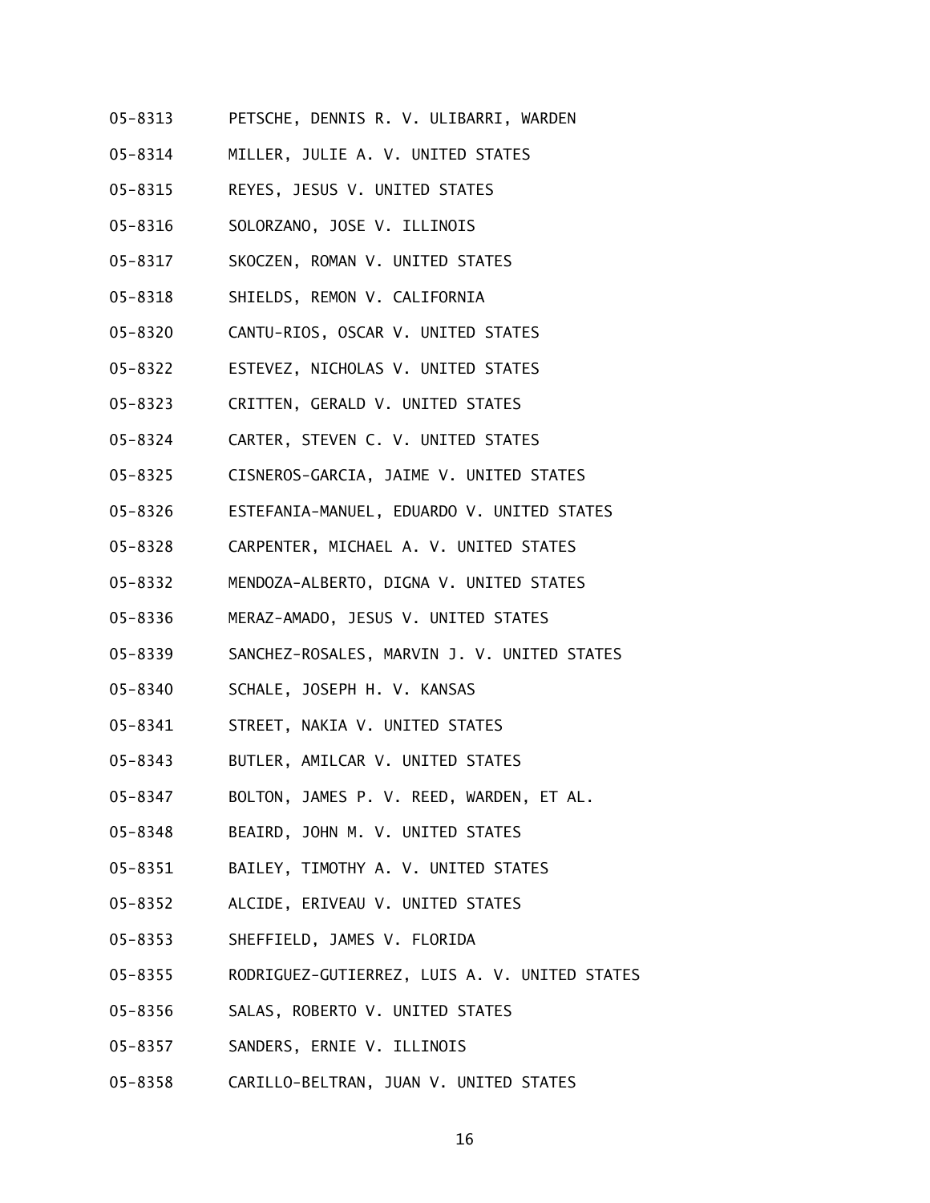05-8313 PETSCHE, DENNIS R. V. ULIBARRI, WARDEN

05-8314 MILLER, JULIE A. V. UNITED STATES

05-8315 REYES, JESUS V. UNITED STATES

05-8316 SOLORZANO, JOSE V. ILLINOIS

05-8317 SKOCZEN, ROMAN V. UNITED STATES

05-8318 SHIELDS, REMON V. CALIFORNIA

05-8320 CANTU-RIOS, OSCAR V. UNITED STATES

05-8322 ESTEVEZ, NICHOLAS V. UNITED STATES

05-8323 CRITTEN, GERALD V. UNITED STATES

05-8324 CARTER, STEVEN C. V. UNITED STATES

05-8325 CISNEROS-GARCIA, JAIME V. UNITED STATES

05-8326 ESTEFANIA-MANUEL, EDUARDO V. UNITED STATES

05-8328 CARPENTER, MICHAEL A. V. UNITED STATES

05-8332 MENDOZA-ALBERTO, DIGNA V. UNITED STATES

05-8336 MERAZ-AMADO, JESUS V. UNITED STATES

05-8339 SANCHEZ-ROSALES, MARVIN J. V. UNITED STATES

05-8340 SCHALE, JOSEPH H. V. KANSAS

05-8341 STREET, NAKIA V. UNITED STATES

05-8343 BUTLER, AMILCAR V. UNITED STATES

05-8347 BOLTON, JAMES P. V. REED, WARDEN, ET AL.

05-8348 BEAIRD, JOHN M. V. UNITED STATES

05-8351 BAILEY, TIMOTHY A. V. UNITED STATES

05-8352 ALCIDE, ERIVEAU V. UNITED STATES

05-8353 SHEFFIELD, JAMES V. FLORIDA

05-8355 RODRIGUEZ-GUTIERREZ, LUIS A. V. UNITED STATES

05-8356 SALAS, ROBERTO V. UNITED STATES

05-8357 SANDERS, ERNIE V. ILLINOIS

05-8358 CARILLO-BELTRAN, JUAN V. UNITED STATES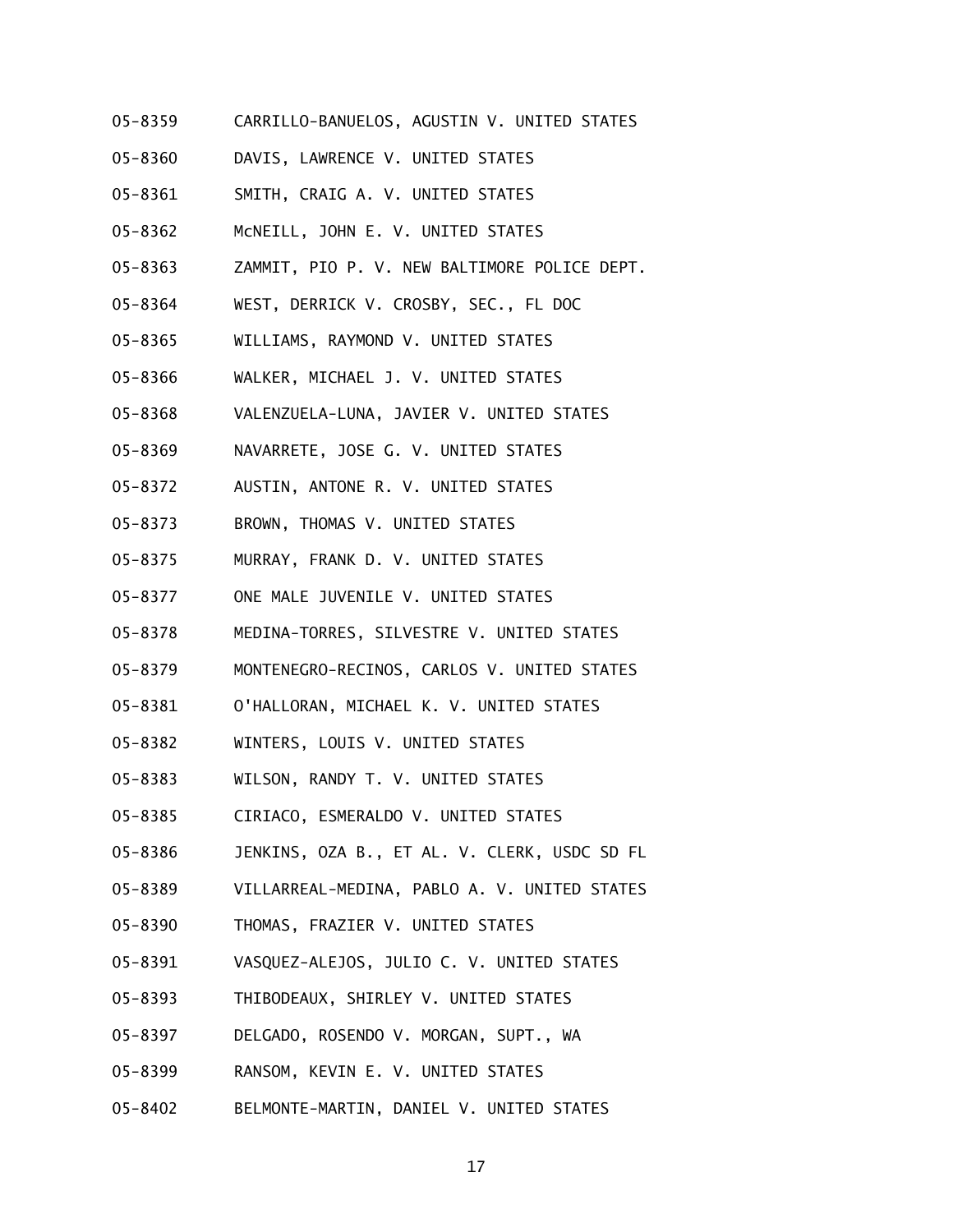05-8359 CARRILLO-BANUELOS, AGUSTIN V. UNITED STATES

05-8360 DAVIS, LAWRENCE V. UNITED STATES

05-8361 SMITH, CRAIG A. V. UNITED STATES

05-8362 McNEILL, JOHN E. V. UNITED STATES

05-8363 ZAMMIT, PIO P. V. NEW BALTIMORE POLICE DEPT.

05-8364 WEST, DERRICK V. CROSBY, SEC., FL DOC

05-8365 WILLIAMS, RAYMOND V. UNITED STATES

05-8366 WALKER, MICHAEL J. V. UNITED STATES

05-8368 VALENZUELA-LUNA, JAVIER V. UNITED STATES

05-8369 NAVARRETE, JOSE G. V. UNITED STATES

05-8372 AUSTIN, ANTONE R. V. UNITED STATES

05-8373 BROWN, THOMAS V. UNITED STATES

05-8375 MURRAY, FRANK D. V. UNITED STATES

05-8377 ONE MALE JUVENILE V. UNITED STATES

05-8378 MEDINA-TORRES, SILVESTRE V. UNITED STATES

05-8379 MONTENEGRO-RECINOS, CARLOS V. UNITED STATES

05-8381 O'HALLORAN, MICHAEL K. V. UNITED STATES

05-8382 WINTERS, LOUIS V. UNITED STATES

05-8383 WILSON, RANDY T. V. UNITED STATES

05-8385 CIRIACO, ESMERALDO V. UNITED STATES

05-8386 JENKINS, OZA B., ET AL. V. CLERK, USDC SD FL

05-8389 VILLARREAL-MEDINA, PABLO A. V. UNITED STATES

05-8390 THOMAS, FRAZIER V. UNITED STATES

05-8391 VASQUEZ-ALEJOS, JULIO C. V. UNITED STATES

05-8393 THIBODEAUX, SHIRLEY V. UNITED STATES

05-8397 DELGADO, ROSENDO V. MORGAN, SUPT., WA

05-8399 RANSOM, KEVIN E. V. UNITED STATES

05-8402 BELMONTE-MARTIN, DANIEL V. UNITED STATES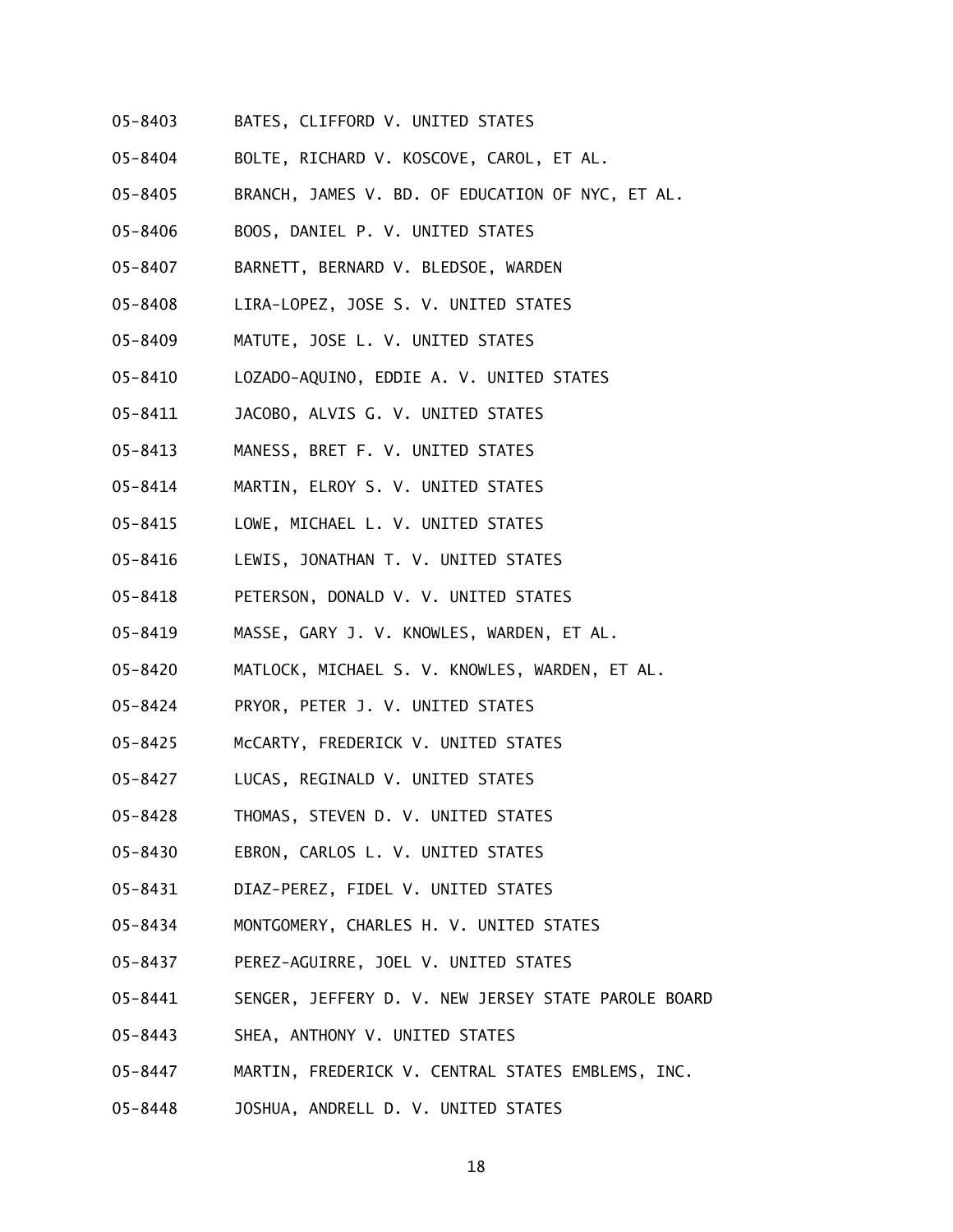05-8403 BATES, CLIFFORD V. UNITED STATES

05-8404 BOLTE, RICHARD V. KOSCOVE, CAROL, ET AL.

05-8405 BRANCH, JAMES V. BD. OF EDUCATION OF NYC, ET AL.

05-8406 BOOS, DANIEL P. V. UNITED STATES

05-8407 BARNETT, BERNARD V. BLEDSOE, WARDEN

05-8408 LIRA-LOPEZ, JOSE S. V. UNITED STATES

05-8409 MATUTE, JOSE L. V. UNITED STATES

05-8410 LOZADO-AQUINO, EDDIE A. V. UNITED STATES

05-8411 JACOBO, ALVIS G. V. UNITED STATES

05-8413 MANESS, BRET F. V. UNITED STATES

05-8414 MARTIN, ELROY S. V. UNITED STATES

05-8415 LOWE, MICHAEL L. V. UNITED STATES

05-8416 LEWIS, JONATHAN T. V. UNITED STATES

05-8418 PETERSON, DONALD V. V. UNITED STATES

05-8419 MASSE, GARY J. V. KNOWLES, WARDEN, ET AL.

05-8420 MATLOCK, MICHAEL S. V. KNOWLES, WARDEN, ET AL.

05-8424 PRYOR, PETER J. V. UNITED STATES

05-8425 McCARTY, FREDERICK V. UNITED STATES

05-8427 LUCAS, REGINALD V. UNITED STATES

05-8428 THOMAS, STEVEN D. V. UNITED STATES

05-8430 EBRON, CARLOS L. V. UNITED STATES

05-8431 DIAZ-PEREZ, FIDEL V. UNITED STATES

05-8434 MONTGOMERY, CHARLES H. V. UNITED STATES

05-8437 PEREZ-AGUIRRE, JOEL V. UNITED STATES

05-8441 SENGER, JEFFERY D. V. NEW JERSEY STATE PAROLE BOARD

05-8443 SHEA, ANTHONY V. UNITED STATES

05-8447 MARTIN, FREDERICK V. CENTRAL STATES EMBLEMS, INC.

05-8448 JOSHUA, ANDRELL D. V. UNITED STATES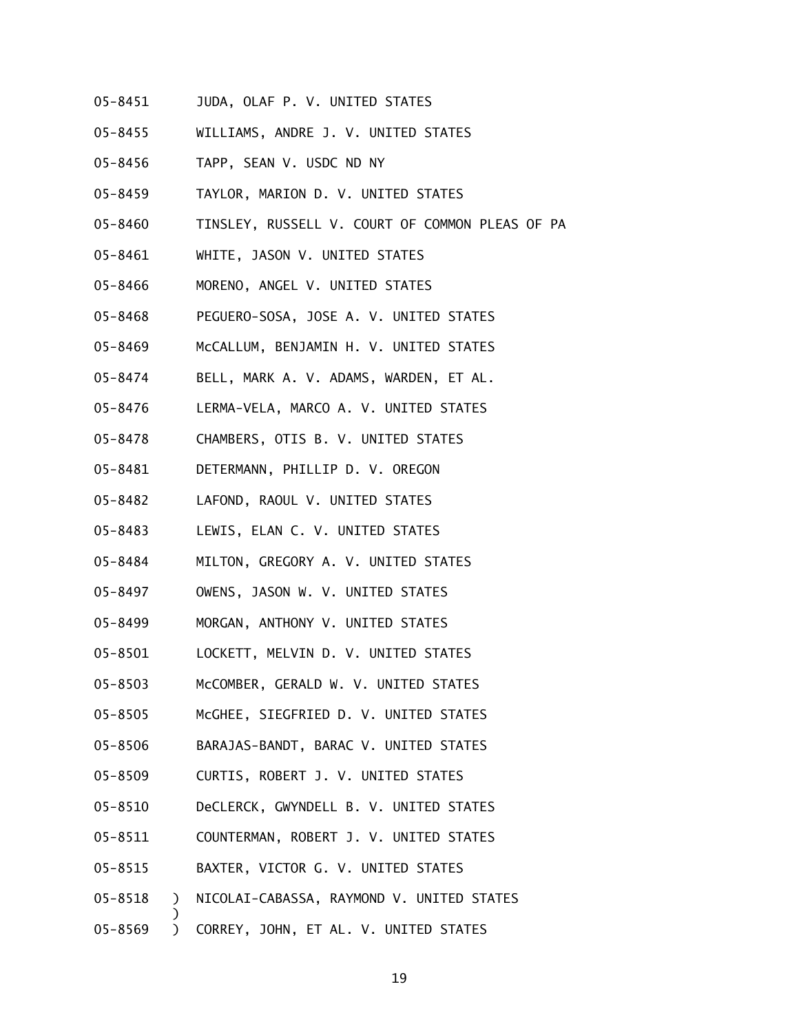05-8451 JUDA, OLAF P. V. UNITED STATES

05-8455 WILLIAMS, ANDRE J. V. UNITED STATES

05-8456 TAPP, SEAN V. USDC ND NY

05-8459 TAYLOR, MARION D. V. UNITED STATES

05-8460 TINSLEY, RUSSELL V. COURT OF COMMON PLEAS OF PA

05-8461 WHITE, JASON V. UNITED STATES

05-8466 MORENO, ANGEL V. UNITED STATES

05-8468 PEGUERO-SOSA, JOSE A. V. UNITED STATES

05-8469 McCALLUM, BENJAMIN H. V. UNITED STATES

05-8474 BELL, MARK A. V. ADAMS, WARDEN, ET AL.

05-8476 LERMA-VELA, MARCO A. V. UNITED STATES

05-8478 CHAMBERS, OTIS B. V. UNITED STATES

05-8481 DETERMANN, PHILLIP D. V. OREGON

05-8482 LAFOND, RAOUL V. UNITED STATES

05-8483 LEWIS, ELAN C. V. UNITED STATES

05-8484 MILTON, GREGORY A. V. UNITED STATES

05-8497 OWENS, JASON W. V. UNITED STATES

05-8499 MORGAN, ANTHONY V. UNITED STATES

05-8501 LOCKETT, MELVIN D. V. UNITED STATES

05-8503 McCOMBER, GERALD W. V. UNITED STATES

05-8505 McGHEE, SIEGFRIED D. V. UNITED STATES

05-8506 BARAJAS-BANDT, BARAC V. UNITED STATES

05-8509 CURTIS, ROBERT J. V. UNITED STATES

05-8510 DeCLERCK, GWYNDELL B. V. UNITED STATES

05-8511 COUNTERMAN, ROBERT J. V. UNITED STATES

05-8515 BAXTER, VICTOR G. V. UNITED STATES

05-8518 ) NICOLAI-CABASSA, RAYMOND V. UNITED STATES
)
05-8569 ) CORREY, JOHN, ET AL. V. UNITED STATES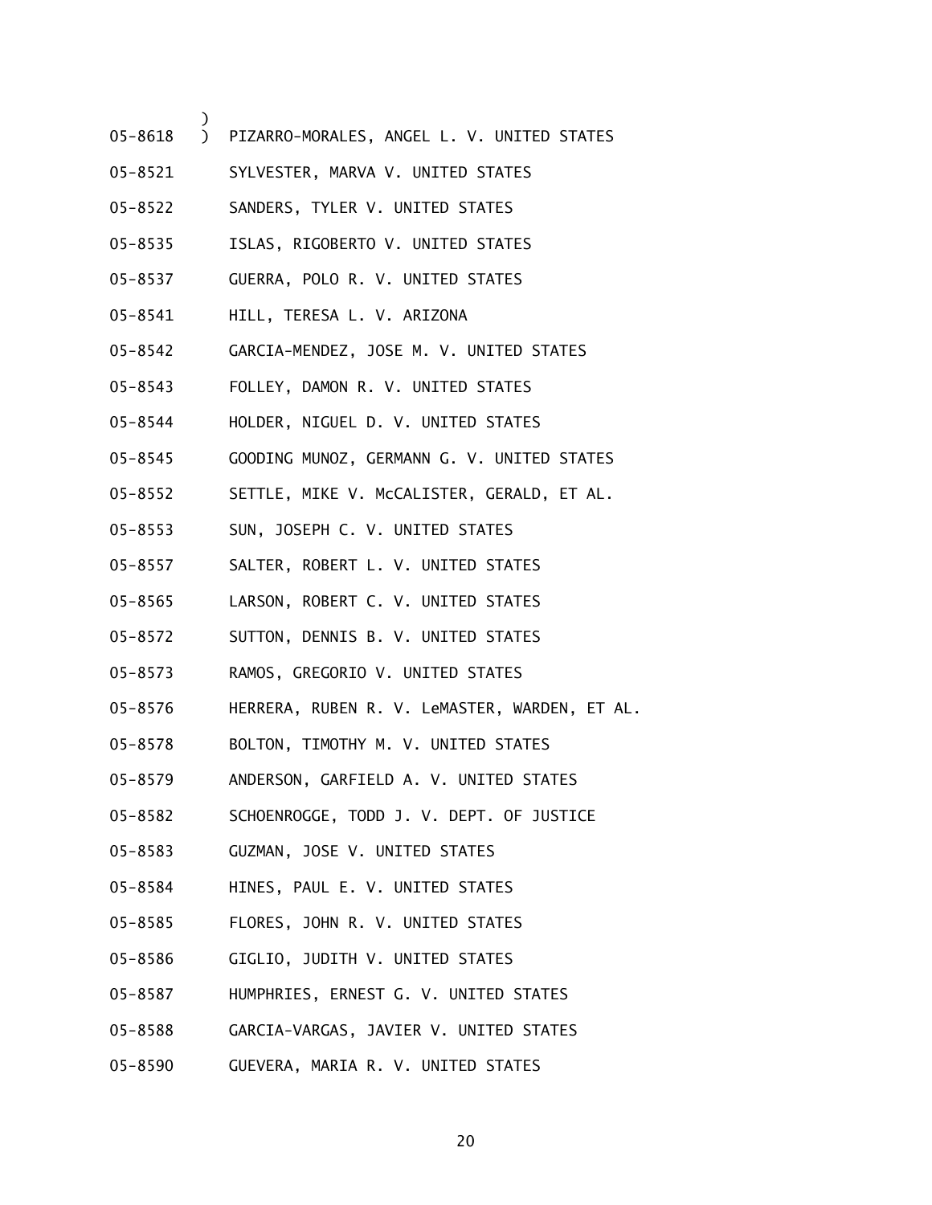05-8618 ) PIZARRO-MORALES, ANGEL L. V. UNITED STATES

05-8521 SYLVESTER, MARVA V. UNITED STATES

05-8522 SANDERS, TYLER V. UNITED STATES

05-8535 ISLAS, RIGOBERTO V. UNITED STATES

05-8537 GUERRA, POLO R. V. UNITED STATES

05-8541 HILL, TERESA L. V. ARIZONA

05-8542 GARCIA-MENDEZ, JOSE M. V. UNITED STATES

05-8543 FOLLEY, DAMON R. V. UNITED STATES

05-8544 HOLDER, NIGUEL D. V. UNITED STATES

05-8545 GOODING MUNOZ, GERMANN G. V. UNITED STATES

05-8552 SETTLE, MIKE V. McCALISTER, GERALD, ET AL.

05-8553 SUN, JOSEPH C. V. UNITED STATES

05-8557 SALTER, ROBERT L. V. UNITED STATES

05-8565 LARSON, ROBERT C. V. UNITED STATES

05-8572 SUTTON, DENNIS B. V. UNITED STATES

05-8573 RAMOS, GREGORIO V. UNITED STATES

05-8576 HERRERA, RUBEN R. V. LeMASTER, WARDEN, ET AL.

05-8578 BOLTON, TIMOTHY M. V. UNITED STATES

05-8579 ANDERSON, GARFIELD A. V. UNITED STATES

05-8582 SCHOENROGGE, TODD J. V. DEPT. OF JUSTICE

05-8583 GUZMAN, JOSE V. UNITED STATES

05-8584 HINES, PAUL E. V. UNITED STATES

05-8585 FLORES, JOHN R. V. UNITED STATES

05-8586 GIGLIO, JUDITH V. UNITED STATES

05-8587 HUMPHRIES, ERNEST G. V. UNITED STATES

05-8588 GARCIA-VARGAS, JAVIER V. UNITED STATES

05-8590 GUEVERA, MARIA R. V. UNITED STATES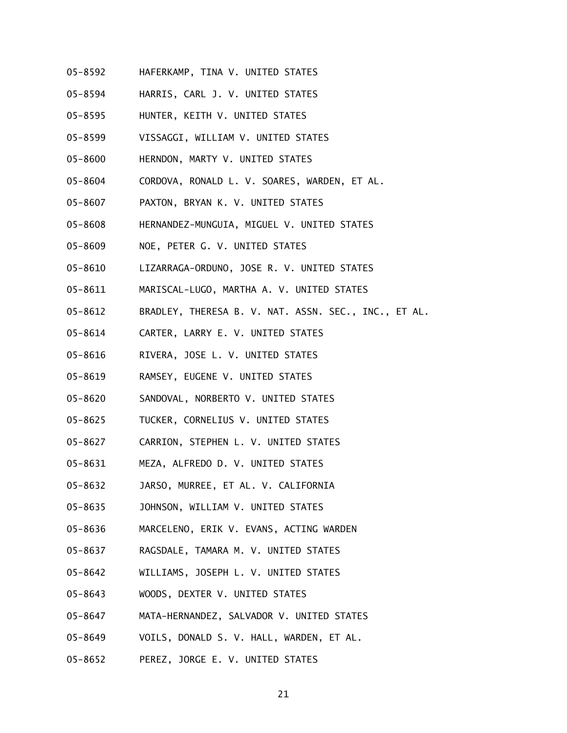05-8592 HAFERKAMP, TINA V. UNITED STATES

05-8594 HARRIS, CARL J. V. UNITED STATES

05-8595 HUNTER, KEITH V. UNITED STATES

05-8599 VISSAGGI, WILLIAM V. UNITED STATES

05-8600 HERNDON, MARTY V. UNITED STATES

05-8604 CORDOVA, RONALD L. V. SOARES, WARDEN, ET AL.

05-8607 PAXTON, BRYAN K. V. UNITED STATES

05-8608 HERNANDEZ-MUNGUIA, MIGUEL V. UNITED STATES

05-8609 NOE, PETER G. V. UNITED STATES

05-8610 LIZARRAGA-ORDUNO, JOSE R. V. UNITED STATES

05-8611 MARISCAL-LUGO, MARTHA A. V. UNITED STATES

05-8612 BRADLEY, THERESA B. V. NAT. ASSN. SEC., INC., ET AL.

05-8614 CARTER, LARRY E. V. UNITED STATES

05-8616 RIVERA, JOSE L. V. UNITED STATES

05-8619 RAMSEY, EUGENE V. UNITED STATES

05-8620 SANDOVAL, NORBERTO V. UNITED STATES

05-8625 TUCKER, CORNELIUS V. UNITED STATES

05-8627 CARRION, STEPHEN L. V. UNITED STATES

05-8631 MEZA, ALFREDO D. V. UNITED STATES

05-8632 JARSO, MURREE, ET AL. V. CALIFORNIA

05-8635 JOHNSON, WILLIAM V. UNITED STATES

05-8636 MARCELENO, ERIK V. EVANS, ACTING WARDEN

05-8637 RAGSDALE, TAMARA M. V. UNITED STATES

05-8642 WILLIAMS, JOSEPH L. V. UNITED STATES

05-8643 WOODS, DEXTER V. UNITED STATES

05-8647 MATA-HERNANDEZ, SALVADOR V. UNITED STATES

05-8649 VOILS, DONALD S. V. HALL, WARDEN, ET AL.

05-8652 PEREZ, JORGE E. V. UNITED STATES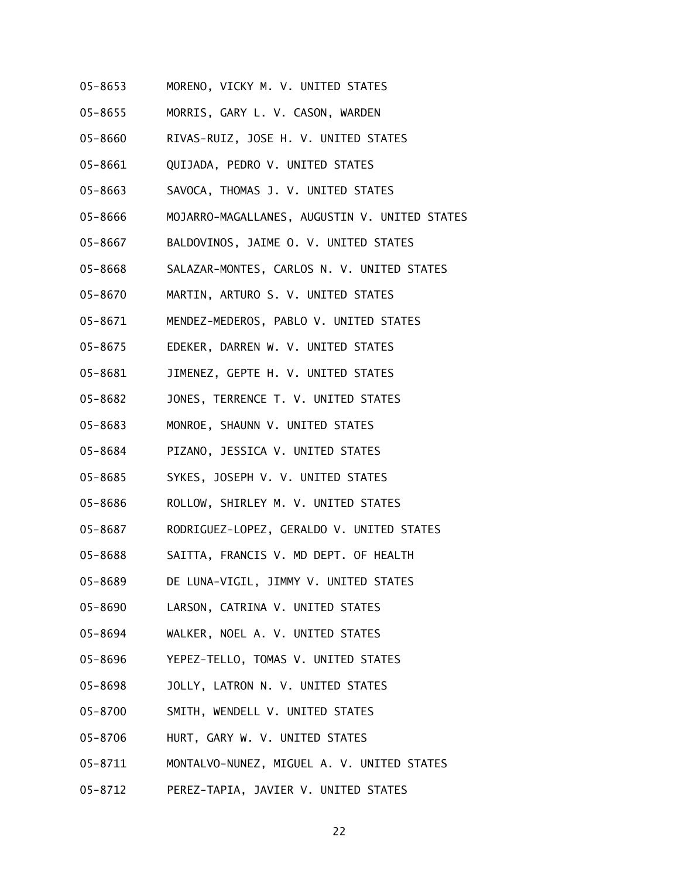05-8653 MORENO, VICKY M. V. UNITED STATES

05-8655 MORRIS, GARY L. V. CASON, WARDEN

05-8660 RIVAS-RUIZ, JOSE H. V. UNITED STATES

05-8661 QUIJADA, PEDRO V. UNITED STATES

05-8663 SAVOCA, THOMAS J. V. UNITED STATES

05-8666 MOJARRO-MAGALLANES, AUGUSTIN V. UNITED STATES

05-8667 BALDOVINOS, JAIME O. V. UNITED STATES

05-8668 SALAZAR-MONTES, CARLOS N. V. UNITED STATES

05-8670 MARTIN, ARTURO S. V. UNITED STATES

05-8671 MENDEZ-MEDEROS, PABLO V. UNITED STATES

05-8675 EDEKER, DARREN W. V. UNITED STATES

05-8681 JIMENEZ, GEPTE H. V. UNITED STATES

05-8682 JONES, TERRENCE T. V. UNITED STATES

05-8683 MONROE, SHAUNN V. UNITED STATES

05-8684 PIZANO, JESSICA V. UNITED STATES

05-8685 SYKES, JOSEPH V. V. UNITED STATES

05-8686 ROLLOW, SHIRLEY M. V. UNITED STATES

05-8687 RODRIGUEZ-LOPEZ, GERALDO V. UNITED STATES

05-8688 SAITTA, FRANCIS V. MD DEPT. OF HEALTH

05-8689 DE LUNA-VIGIL, JIMMY V. UNITED STATES

05-8690 LARSON, CATRINA V. UNITED STATES

05-8694 WALKER, NOEL A. V. UNITED STATES

05-8696 YEPEZ-TELLO, TOMAS V. UNITED STATES

05-8698 JOLLY, LATRON N. V. UNITED STATES

05-8700 SMITH, WENDELL V. UNITED STATES

05-8706 HURT, GARY W. V. UNITED STATES

05-8711 MONTALVO-NUNEZ, MIGUEL A. V. UNITED STATES

05-8712 PEREZ-TAPIA, JAVIER V. UNITED STATES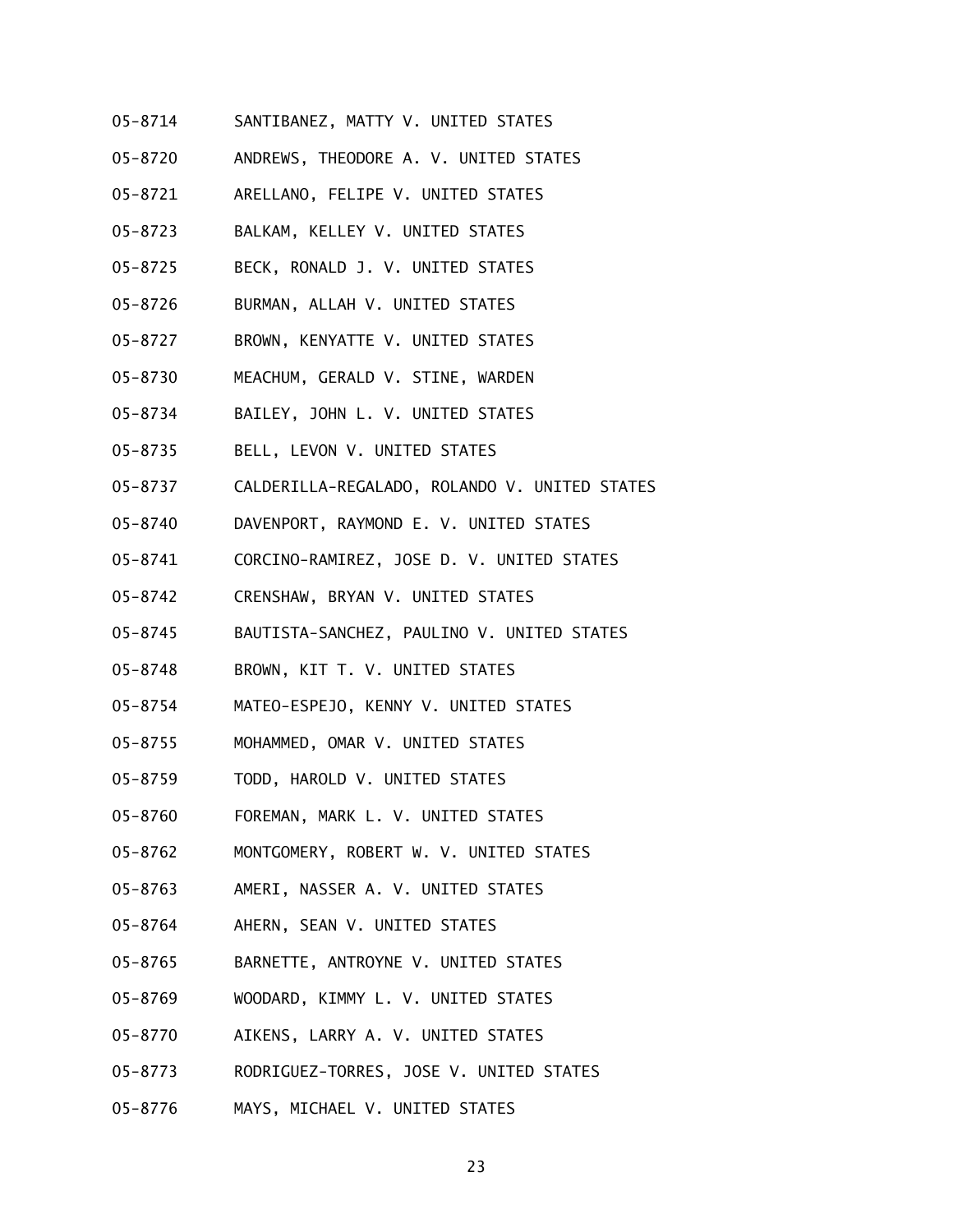05-8714 SANTIBANEZ, MATTY V. UNITED STATES

05-8720 ANDREWS, THEODORE A. V. UNITED STATES

05-8721 ARELLANO, FELIPE V. UNITED STATES

05-8723 BALKAM, KELLEY V. UNITED STATES

05-8725 BECK, RONALD J. V. UNITED STATES

05-8726 BURMAN, ALLAH V. UNITED STATES

05-8727 BROWN, KENYATTE V. UNITED STATES

05-8730 MEACHUM, GERALD V. STINE, WARDEN

05-8734 BAILEY, JOHN L. V. UNITED STATES

05-8735 BELL, LEVON V. UNITED STATES

05-8737 CALDERILLA-REGALADO, ROLANDO V. UNITED STATES

05-8740 DAVENPORT, RAYMOND E. V. UNITED STATES

05-8741 CORCINO-RAMIREZ, JOSE D. V. UNITED STATES

05-8742 CRENSHAW, BRYAN V. UNITED STATES

05-8745 BAUTISTA-SANCHEZ, PAULINO V. UNITED STATES

05-8748 BROWN, KIT T. V. UNITED STATES

05-8754 MATEO-ESPEJO, KENNY V. UNITED STATES

05-8755 MOHAMMED, OMAR V. UNITED STATES

05-8759 TODD, HAROLD V. UNITED STATES

05-8760 FOREMAN, MARK L. V. UNITED STATES

05-8762 MONTGOMERY, ROBERT W. V. UNITED STATES

05-8763 AMERI, NASSER A. V. UNITED STATES

05-8764 AHERN, SEAN V. UNITED STATES

05-8765 BARNETTE, ANTROYNE V. UNITED STATES

05-8769 WOODARD, KIMMY L. V. UNITED STATES

05-8770 AIKENS, LARRY A. V. UNITED STATES

05-8773 RODRIGUEZ-TORRES, JOSE V. UNITED STATES

05-8776 MAYS, MICHAEL V. UNITED STATES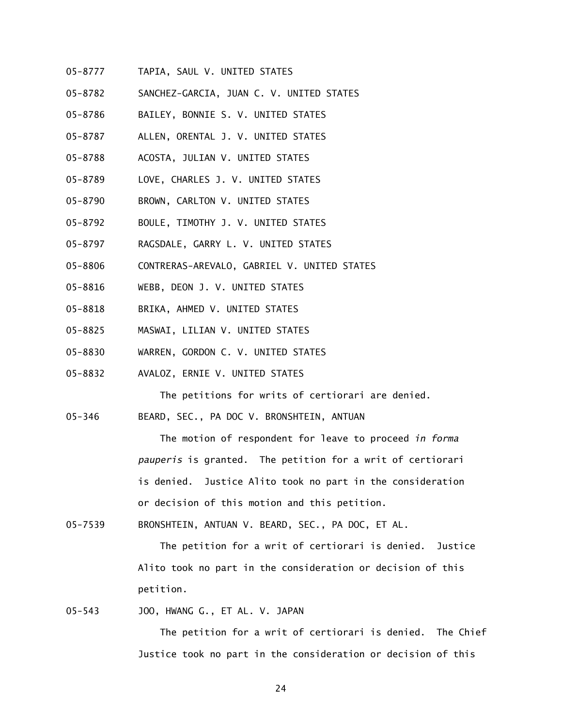05-8777 TAPIA, SAUL V. UNITED STATES

05-8782 SANCHEZ-GARCIA, JUAN C. V. UNITED STATES

05-8786 BAILEY, BONNIE S. V. UNITED STATES

05-8787 ALLEN, ORENTAL J. V. UNITED STATES

05-8788 ACOSTA, JULIAN V. UNITED STATES

05-8789 LOVE, CHARLES J. V. UNITED STATES

05-8790 BROWN, CARLTON V. UNITED STATES

05-8792 BOULE, TIMOTHY J. V. UNITED STATES

05-8797 RAGSDALE, GARRY L. V. UNITED STATES

05-8806 CONTRERAS-AREVALO, GABRIEL V. UNITED STATES

05-8816 WEBB, DEON J. V. UNITED STATES

05-8818 BRIKA, AHMED V. UNITED STATES

05-8825 MASWAI, LILIAN V. UNITED STATES

05-8830 WARREN, GORDON C. V. UNITED STATES

05-8832 AVALOZ, ERNIE V. UNITED STATES

The petitions for writs of certiorari are denied.

05-346 BEARD, SEC., PA DOC V. BRONSHTEIN, ANTUAN

The motion of respondent for leave to proceed *in forma pauperis* is granted. The petition for a writ of certiorari is denied. Justice Alito took no part in the consideration or decision of this motion and this petition.

05-7539 BRONSHTEIN, ANTUAN V. BEARD, SEC., PA DOC, ET AL.

The petition for a writ of certiorari is denied. Justice Alito took no part in the consideration or decision of this petition.

05-543 JOO, HWANG G., ET AL. V. JAPAN

The petition for a writ of certiorari is denied. The Chief Justice took no part in the consideration or decision of this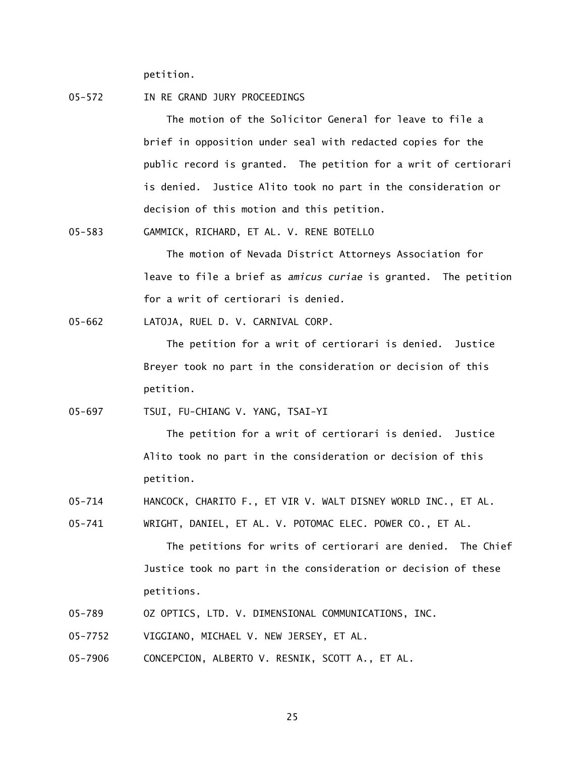petition.

05-572 IN RE GRAND JURY PROCEEDINGS

The motion of the Solicitor General for leave to file a brief in opposition under seal with redacted copies for the public record is granted. The petition for a writ of certiorari is denied. Justice Alito took no part in the consideration or decision of this motion and this petition.

05-583 GAMMICK, RICHARD, ET AL. V. RENE BOTELLO

The motion of Nevada District Attorneys Association for leave to file a brief as *amicus curiae* is granted. The petition for a writ of certiorari is denied.

05-662 LATOJA, RUEL D. V. CARNIVAL CORP.

The petition for a writ of certiorari is denied. Justice Breyer took no part in the consideration or decision of this petition.

05-697 TSUI, FU-CHIANG V. YANG, TSAI-YI

The petition for a writ of certiorari is denied. Justice Alito took no part in the consideration or decision of this petition.

05-714 HANCOCK, CHARITO F., ET VIR V. WALT DISNEY WORLD INC., ET AL.

05-741 WRIGHT, DANIEL, ET AL. V. POTOMAC ELEC. POWER CO., ET AL.

The petitions for writs of certiorari are denied. The Chief Justice took no part in the consideration or decision of these petitions.

05-789 OZ OPTICS, LTD. V. DIMENSIONAL COMMUNICATIONS, INC.

05-7752 VIGGIANO, MICHAEL V. NEW JERSEY, ET AL.

05-7906 CONCEPCION, ALBERTO V. RESNIK, SCOTT A., ET AL.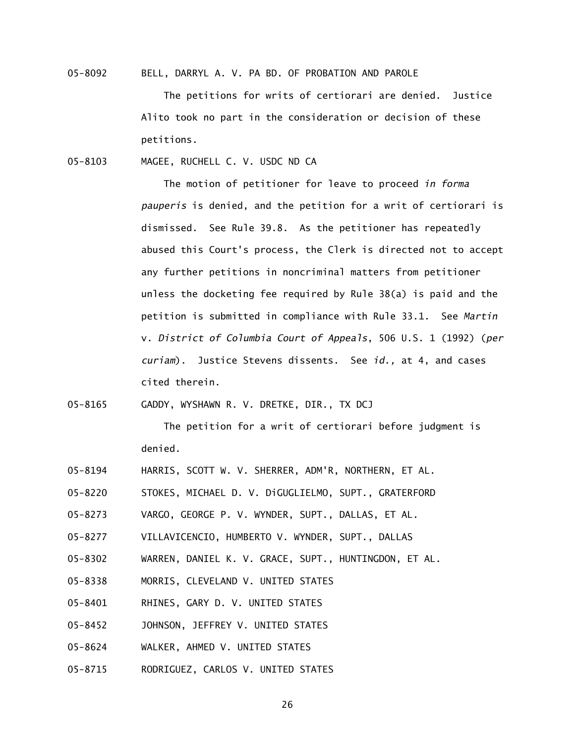05-8092 BELL, DARRYL A. V. PA BD. OF PROBATION AND PAROLE

The petitions for writs of certiorari are denied. Justice Alito took no part in the consideration or decision of these petitions.

05-8103 MAGEE, RUCHELL C. V. USDC ND CA

The motion of petitioner for leave to proceed *in forma pauperis* is denied, and the petition for a writ of certiorari is dismissed. See Rule 39.8. As the petitioner has repeatedly abused this Court's process, the Clerk is directed not to accept any further petitions in noncriminal matters from petitioner unless the docketing fee required by Rule 38(a) is paid and the petition is submitted in compliance with Rule 33.1. See *Martin* v. *District of Columbia Court of Appeals*, 506 U.S. 1 (1992) (*per curiam*). Justice Stevens dissents. See *id.,* at 4, and cases cited therein.

05-8165 GADDY, WYSHAWN R. V. DRETKE, DIR., TX DCJ

The petition for a writ of certiorari before judgment is denied.

05-8194 HARRIS, SCOTT W. V. SHERRER, ADM'R, NORTHERN, ET AL.

05-8220 STOKES, MICHAEL D. V. DiGUGLIELMO, SUPT., GRATERFORD

05-8273 VARGO, GEORGE P. V. WYNDER, SUPT., DALLAS, ET AL.

05-8277 VILLAVICENCIO, HUMBERTO V. WYNDER, SUPT., DALLAS

05-8302 WARREN, DANIEL K. V. GRACE, SUPT., HUNTINGDON, ET AL.

05-8338 MORRIS, CLEVELAND V. UNITED STATES

05-8401 RHINES, GARY D. V. UNITED STATES

05-8452 JOHNSON, JEFFREY V. UNITED STATES

05-8624 WALKER, AHMED V. UNITED STATES

05-8715 RODRIGUEZ, CARLOS V. UNITED STATES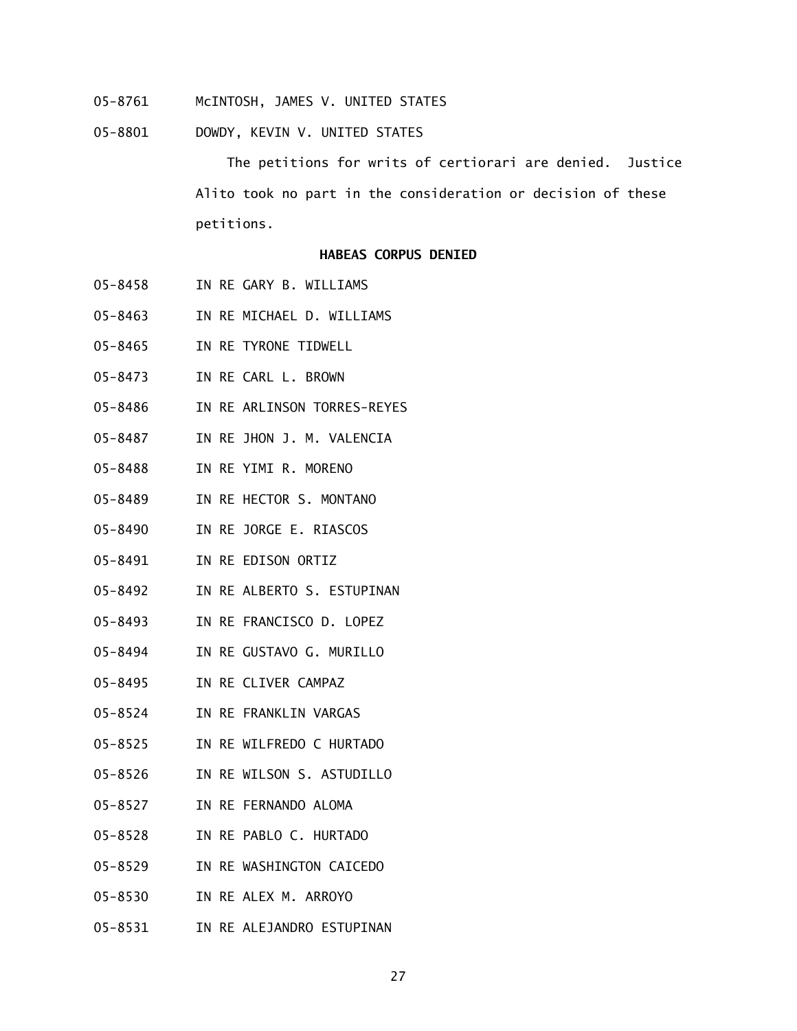05-8761 McINTOSH, JAMES V. UNITED STATES

05-8801 DOWDY, KEVIN V. UNITED STATES

The petitions for writs of certiorari are denied. Justice Alito took no part in the consideration or decision of these petitions.

**HABEAS CORPUS DENIED**

05-8458 IN RE GARY B. WILLIAMS

05-8463 IN RE MICHAEL D. WILLIAMS

05-8465 IN RE TYRONE TIDWELL

05-8473 IN RE CARL L. BROWN

05-8486 IN RE ARLINSON TORRES-REYES

05-8487 IN RE JHON J. M. VALENCIA

05-8488 IN RE YIMI R. MORENO

05-8489 IN RE HECTOR S. MONTANO

05-8490 IN RE JORGE E. RIASCOS

05-8491 IN RE EDISON ORTIZ

05-8492 IN RE ALBERTO S. ESTUPINAN

05-8493 IN RE FRANCISCO D. LOPEZ

05-8494 IN RE GUSTAVO G. MURILLO

05-8495 IN RE CLIVER CAMPAZ

05-8524 IN RE FRANKLIN VARGAS

05-8525 IN RE WILFREDO C HURTADO

05-8526 IN RE WILSON S. ASTUDILLO

05-8527 IN RE FERNANDO ALOMA

05-8528 IN RE PABLO C. HURTADO

05-8529 IN RE WASHINGTON CAICEDO

05-8530 IN RE ALEX M. ARROYO

05-8531 IN RE ALEJANDRO ESTUPINAN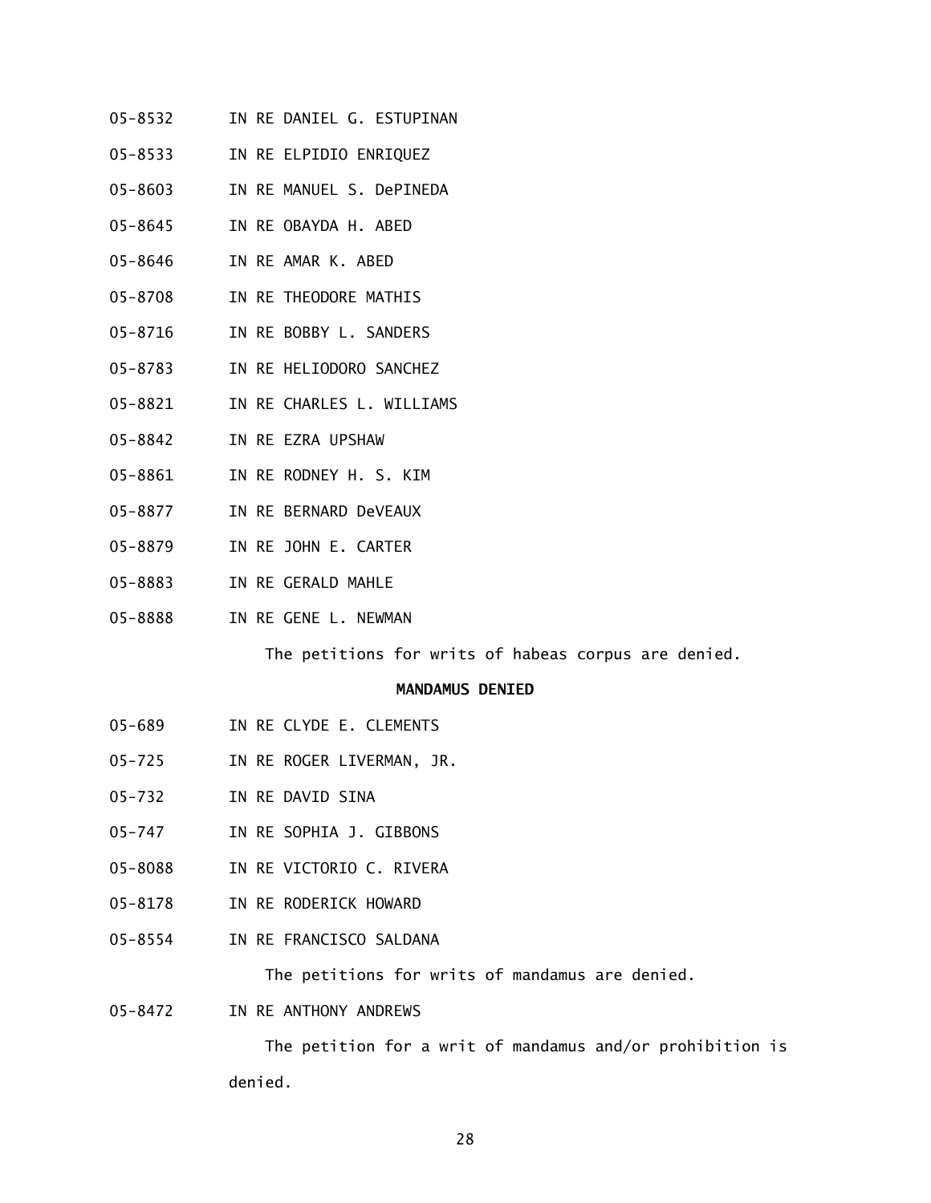05-8532 IN RE DANIEL G. ESTUPINAN

05-8533 IN RE ELPIDIO ENRIQUEZ

05-8603 IN RE MANUEL S. DePINEDA

05-8645 IN RE OBAYDA H. ABED

05-8646 IN RE AMAR K. ABED

05-8708 IN RE THEODORE MATHIS

05-8716 IN RE BOBBY L. SANDERS

05-8783 IN RE HELIODORO SANCHEZ

05-8821 IN RE CHARLES L. WILLIAMS

05-8842 IN RE EZRA UPSHAW

05-8861 IN RE RODNEY H. S. KIM

05-8877 IN RE BERNARD DeVEAUX

05-8879 IN RE JOHN E. CARTER

05-8883 IN RE GERALD MAHLE

05-8888 IN RE GENE L. NEWMAN

The petitions for writs of habeas corpus are denied.

**MANDAMUS DENIED**

05-689 IN RE CLYDE E. CLEMENTS

05-725 IN RE ROGER LIVERMAN, JR.

05-732 IN RE DAVID SINA

05-747 IN RE SOPHIA J. GIBBONS

05-8088 IN RE VICTORIO C. RIVERA

05-8178 IN RE RODERICK HOWARD

05-8554 IN RE FRANCISCO SALDANA

The petitions for writs of mandamus are denied.

05-8472 IN RE ANTHONY ANDREWS

The petition for a writ of mandamus and/or prohibition is denied.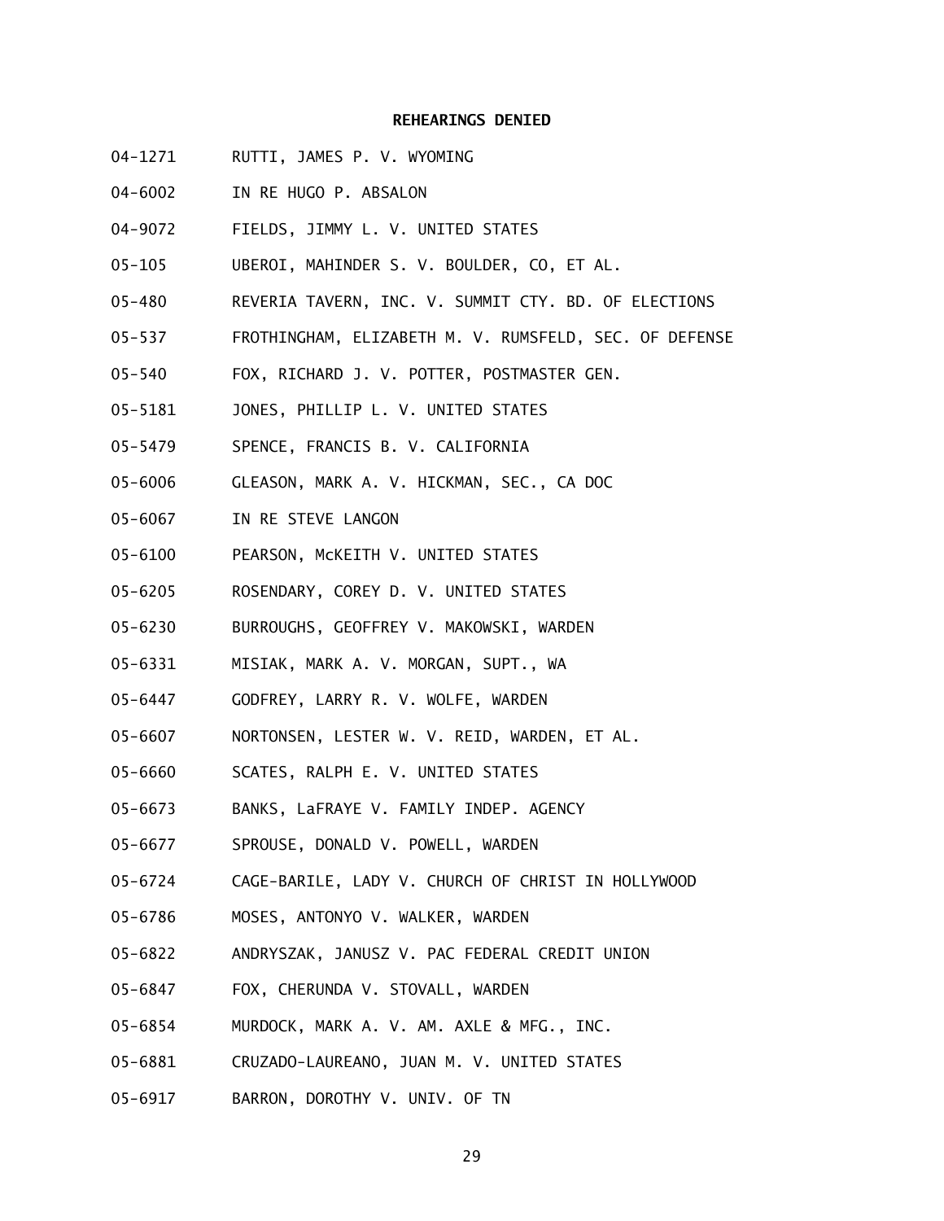**REHEARINGS DENIED**

04-1271 RUTTI, JAMES P. V. WYOMING

04-6002 IN RE HUGO P. ABSALON

04-9072 FIELDS, JIMMY L. V. UNITED STATES

05-105 UBEROI, MAHINDER S. V. BOULDER, CO, ET AL.

05-480 REVERIA TAVERN, INC. V. SUMMIT CTY. BD. OF ELECTIONS

05-537 FROTHINGHAM, ELIZABETH M. V. RUMSFELD, SEC. OF DEFENSE

05-540 FOX, RICHARD J. V. POTTER, POSTMASTER GEN.

05-5181 JONES, PHILLIP L. V. UNITED STATES

05-5479 SPENCE, FRANCIS B. V. CALIFORNIA

05-6006 GLEASON, MARK A. V. HICKMAN, SEC., CA DOC

05-6067 IN RE STEVE LANGON

05-6100 PEARSON, McKEITH V. UNITED STATES

05-6205 ROSENDARY, COREY D. V. UNITED STATES

05-6230 BURROUGHS, GEOFFREY V. MAKOWSKI, WARDEN

05-6331 MISIAK, MARK A. V. MORGAN, SUPT., WA

05-6447 GODFREY, LARRY R. V. WOLFE, WARDEN

05-6607 NORTONSEN, LESTER W. V. REID, WARDEN, ET AL.

05-6660 SCATES, RALPH E. V. UNITED STATES

05-6673 BANKS, LaFRAYE V. FAMILY INDEP. AGENCY

05-6677 SPROUSE, DONALD V. POWELL, WARDEN

05-6724 CAGE-BARILE, LADY V. CHURCH OF CHRIST IN HOLLYWOOD

05-6786 MOSES, ANTONYO V. WALKER, WARDEN

05-6822 ANDRYSZAK, JANUSZ V. PAC FEDERAL CREDIT UNION

05-6847 FOX, CHERUNDA V. STOVALL, WARDEN

05-6854 MURDOCK, MARK A. V. AM. AXLE & MFG., INC.

05-6881 CRUZADO-LAUREANO, JUAN M. V. UNITED STATES

05-6917 BARRON, DOROTHY V. UNIV. OF TN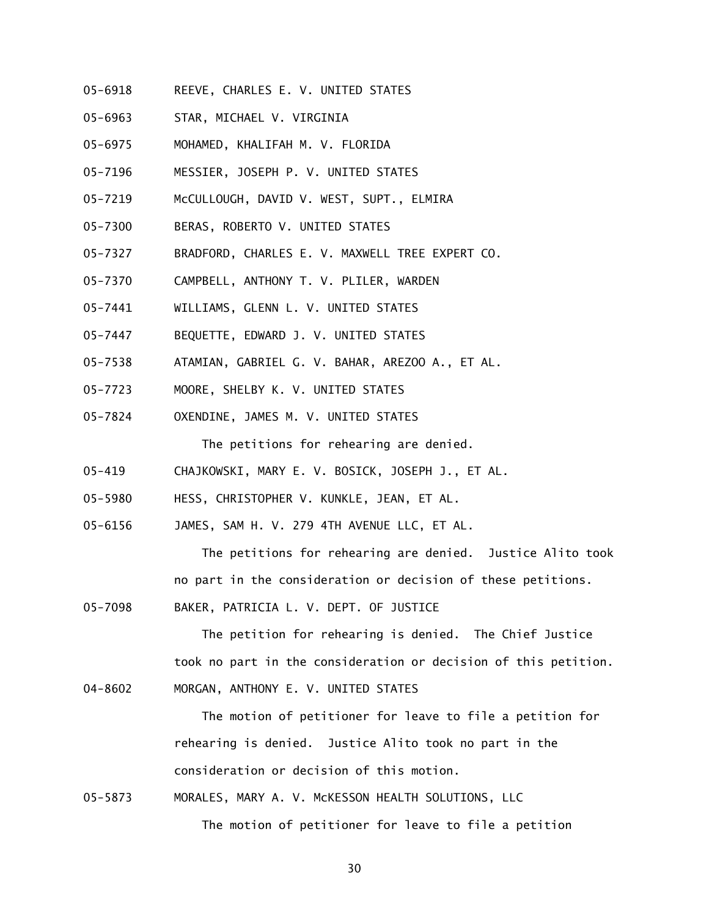05-6918 REEVE, CHARLES E. V. UNITED STATES

05-6963 STAR, MICHAEL V. VIRGINIA

05-6975 MOHAMED, KHALIFAH M. V. FLORIDA

05-7196 MESSIER, JOSEPH P. V. UNITED STATES

05-7219 McCULLOUGH, DAVID V. WEST, SUPT., ELMIRA

05-7300 BERAS, ROBERTO V. UNITED STATES

05-7327 BRADFORD, CHARLES E. V. MAXWELL TREE EXPERT CO.

05-7370 CAMPBELL, ANTHONY T. V. PLILER, WARDEN

05-7441 WILLIAMS, GLENN L. V. UNITED STATES

05-7447 BEQUETTE, EDWARD J. V. UNITED STATES

05-7538 ATAMIAN, GABRIEL G. V. BAHAR, AREZOO A., ET AL.

05-7723 MOORE, SHELBY K. V. UNITED STATES

05-7824 OXENDINE, JAMES M. V. UNITED STATES

The petitions for rehearing are denied.

05-419 CHAJKOWSKI, MARY E. V. BOSICK, JOSEPH J., ET AL.

05-5980 HESS, CHRISTOPHER V. KUNKLE, JEAN, ET AL.

05-6156 JAMES, SAM H. V. 279 4TH AVENUE LLC, ET AL.

The petitions for rehearing are denied. Justice Alito took no part in the consideration or decision of these petitions.

05-7098 BAKER, PATRICIA L. V. DEPT. OF JUSTICE

The petition for rehearing is denied. The Chief Justice took no part in the consideration or decision of this petition.

04-8602 MORGAN, ANTHONY E. V. UNITED STATES

The motion of petitioner for leave to file a petition for rehearing is denied. Justice Alito took no part in the consideration or decision of this motion.

05-5873 MORALES, MARY A. V. McKESSON HEALTH SOLUTIONS, LLC

The motion of petitioner for leave to file a petition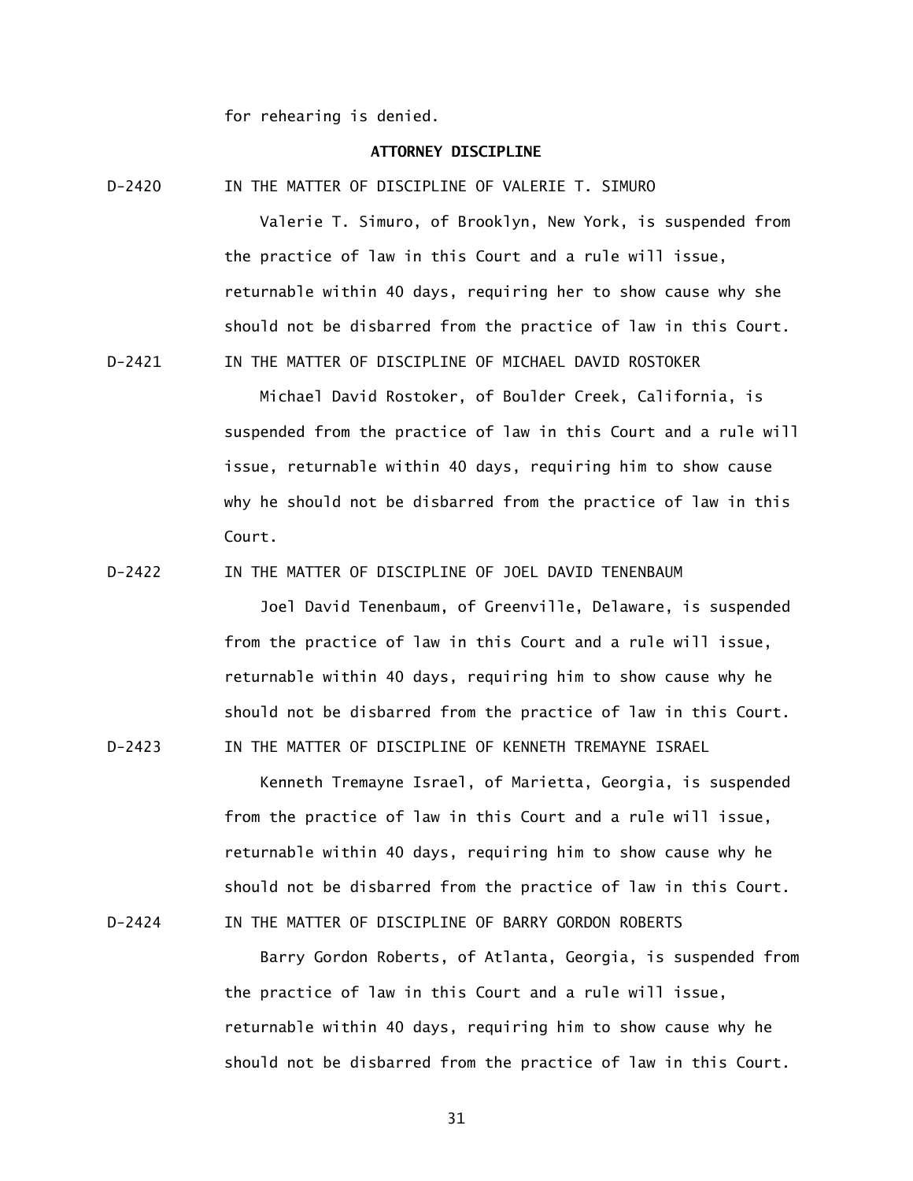for rehearing is denied.

## ATTORNEY DISCIPLINE

D-2420 IN THE MATTER OF DISCIPLINE OF VALERIE T. SIMURO

Valerie T. Simuro, of Brooklyn, New York, is suspended from the practice of law in this Court and a rule will issue, returnable within 40 days, requiring her to show cause why she should not be disbarred from the practice of law in this Court.

D-2421 IN THE MATTER OF DISCIPLINE OF MICHAEL DAVID ROSTOKER

Michael David Rostoker, of Boulder Creek, California, is suspended from the practice of law in this Court and a rule will issue, returnable within 40 days, requiring him to show cause why he should not be disbarred from the practice of law in this Court.

D-2422 IN THE MATTER OF DISCIPLINE OF JOEL DAVID TENENBAUM

Joel David Tenenbaum, of Greenville, Delaware, is suspended from the practice of law in this Court and a rule will issue, returnable within 40 days, requiring him to show cause why he should not be disbarred from the practice of law in this Court.

D-2423 IN THE MATTER OF DISCIPLINE OF KENNETH TREMAYNE ISRAEL

Kenneth Tremayne Israel, of Marietta, Georgia, is suspended from the practice of law in this Court and a rule will issue, returnable within 40 days, requiring him to show cause why he should not be disbarred from the practice of law in this Court.

D-2424 IN THE MATTER OF DISCIPLINE OF BARRY GORDON ROBERTS

Barry Gordon Roberts, of Atlanta, Georgia, is suspended from the practice of law in this Court and a rule will issue, returnable within 40 days, requiring him to show cause why he should not be disbarred from the practice of law in this Court.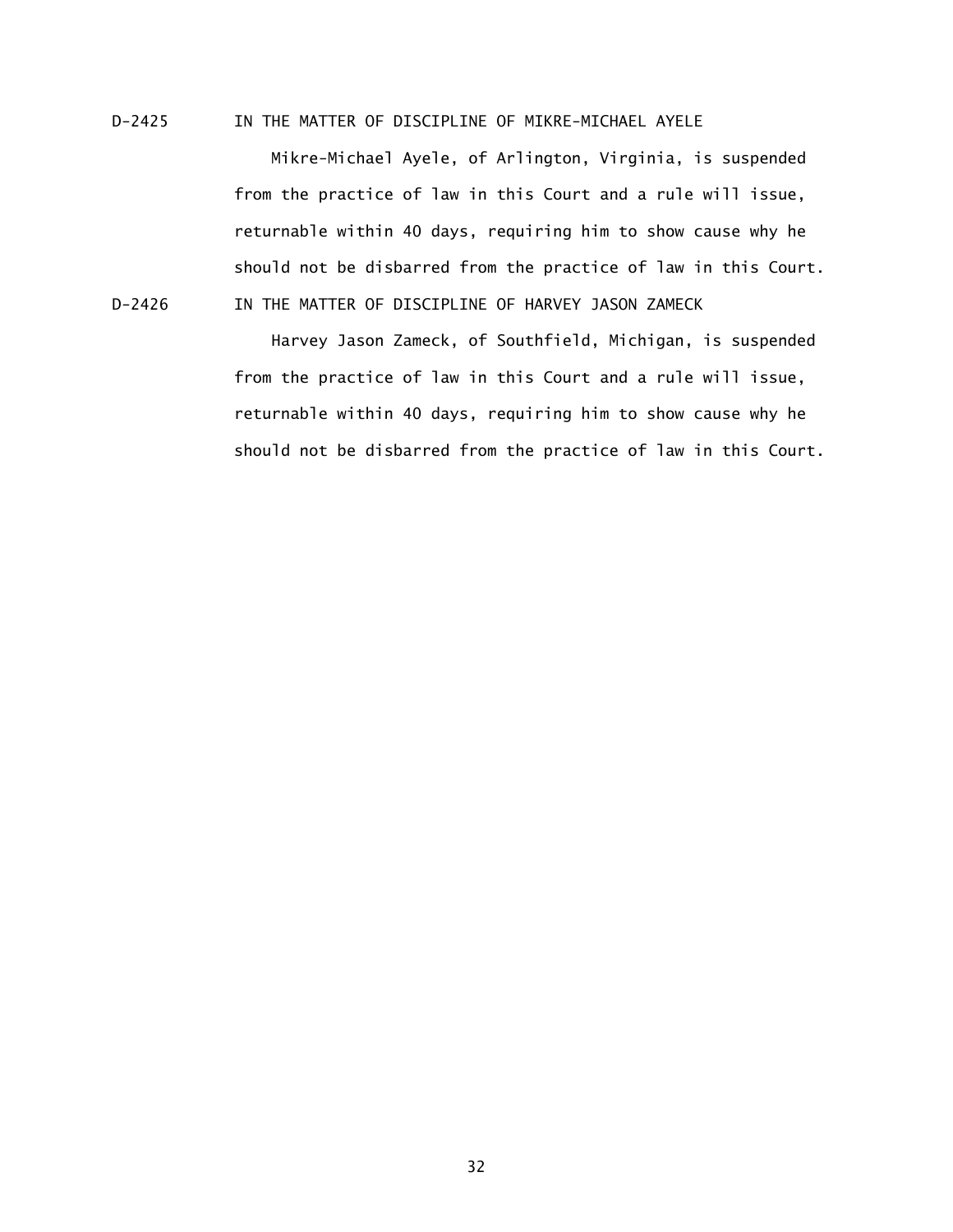D-2425 IN THE MATTER OF DISCIPLINE OF MIKRE-MICHAEL AYELE

Mikre-Michael Ayele, of Arlington, Virginia, is suspended from the practice of law in this Court and a rule will issue, returnable within 40 days, requiring him to show cause why he should not be disbarred from the practice of law in this Court.

D-2426 IN THE MATTER OF DISCIPLINE OF HARVEY JASON ZAMECK

Harvey Jason Zameck, of Southfield, Michigan, is suspended from the practice of law in this Court and a rule will issue, returnable within 40 days, requiring him to show cause why he should not be disbarred from the practice of law in this Court.